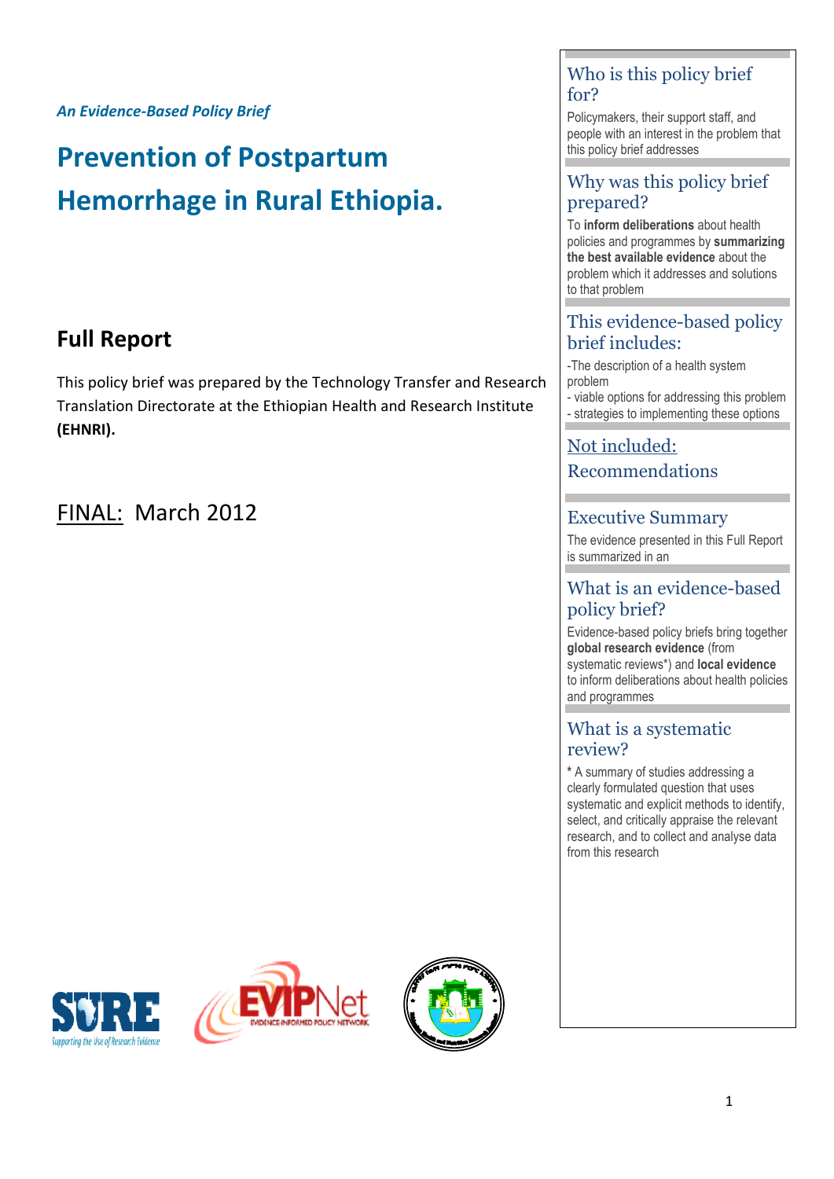*An Evidence-Based Policy Brief*

# Prevention of Postpartum Hemorrhage in Rural Ethiopia.

## Full Report

This policy brief was prepared by the Technology Transfer and Research Translation Directorate at the Ethiopian Health and Research Institute **(EHNRI).**

FINAL: March 2012

### Who is this policy brief for?

Policymakers, their support staff, and people with an interest in the problem that this policy brief addresses

### Why was this policy brief prepared?

To **inform deliberations** about health policies and programmes by **summarizing the best available evidence** about the problem which it addresses and solutions to that problem

### This evidence-based policy brief includes:

-The description of a health system problem
- viable options for addressing this problem
- strategies to implementing these options

### Not included: Recommendations

### Executive Summary

The evidence presented in this Full Report is summarized in an

### What is an evidence-based policy brief?

Evidence-based policy briefs bring together **global research evidence** (from systematic reviews*) and **local evidence** to inform deliberations about health policies and programmes

### What is a systematic review?

* A summary of studies addressing a clearly formulated question that uses systematic and explicit methods to identify, select, and critically appraise the relevant research, and to collect and analyse data from this research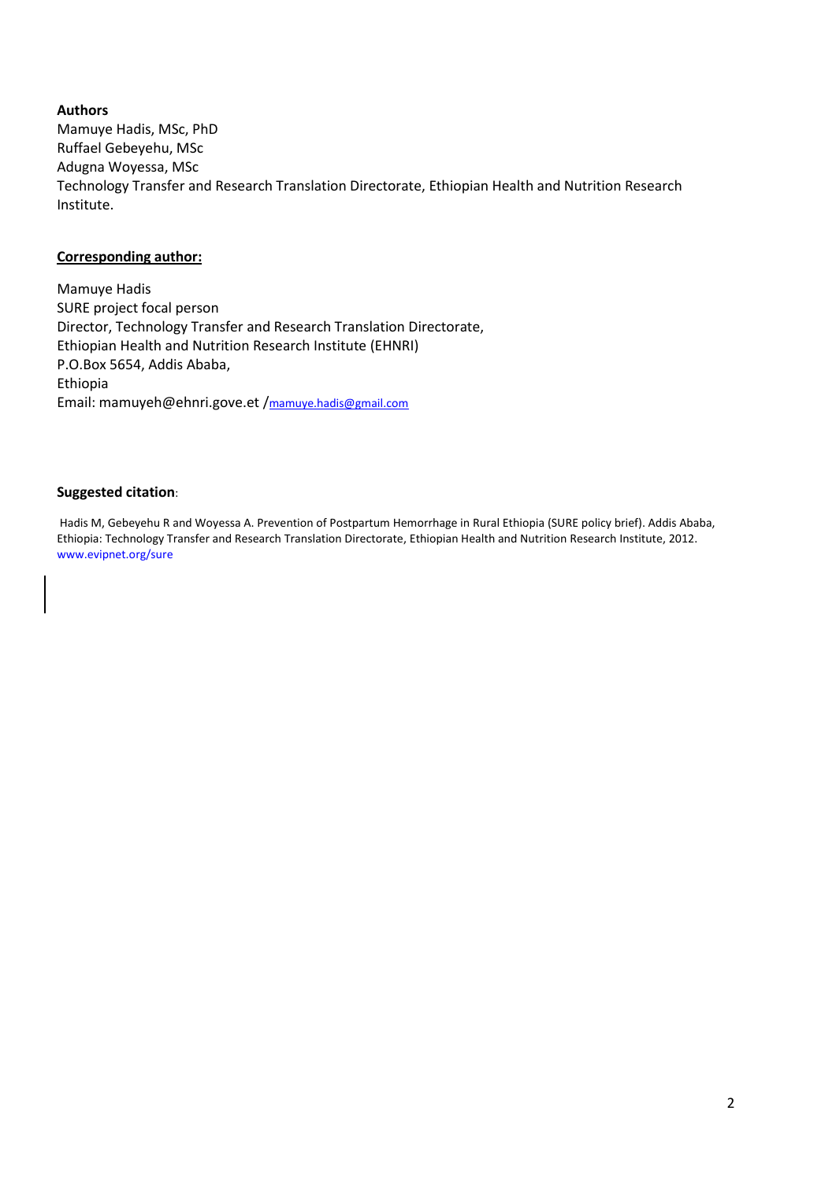**Authors**

Mamuye Hadis, MSc, PhD
Ruffael Gebeyehu, MSc
Adugna Woyessa, MSc
Technology Transfer and Research Translation Directorate, Ethiopian Health and Nutrition Research Institute.

**Corresponding author:**

Mamuye Hadis
SURE project focal person
Director, Technology Transfer and Research Translation Directorate,
Ethiopian Health and Nutrition Research Institute (EHNRI)
P.O.Box 5654, Addis Ababa,
Ethiopia
Email: mamuyeh@ehnri.gove.et /mamuye.hadis@gmail.com

**Suggested citation**:

Hadis M, Gebeyehu R and Woyessa A. Prevention of Postpartum Hemorrhage in Rural Ethiopia (SURE policy brief). Addis Ababa, Ethiopia: Technology Transfer and Research Translation Directorate, Ethiopian Health and Nutrition Research Institute, 2012. www.evipnet.org/sure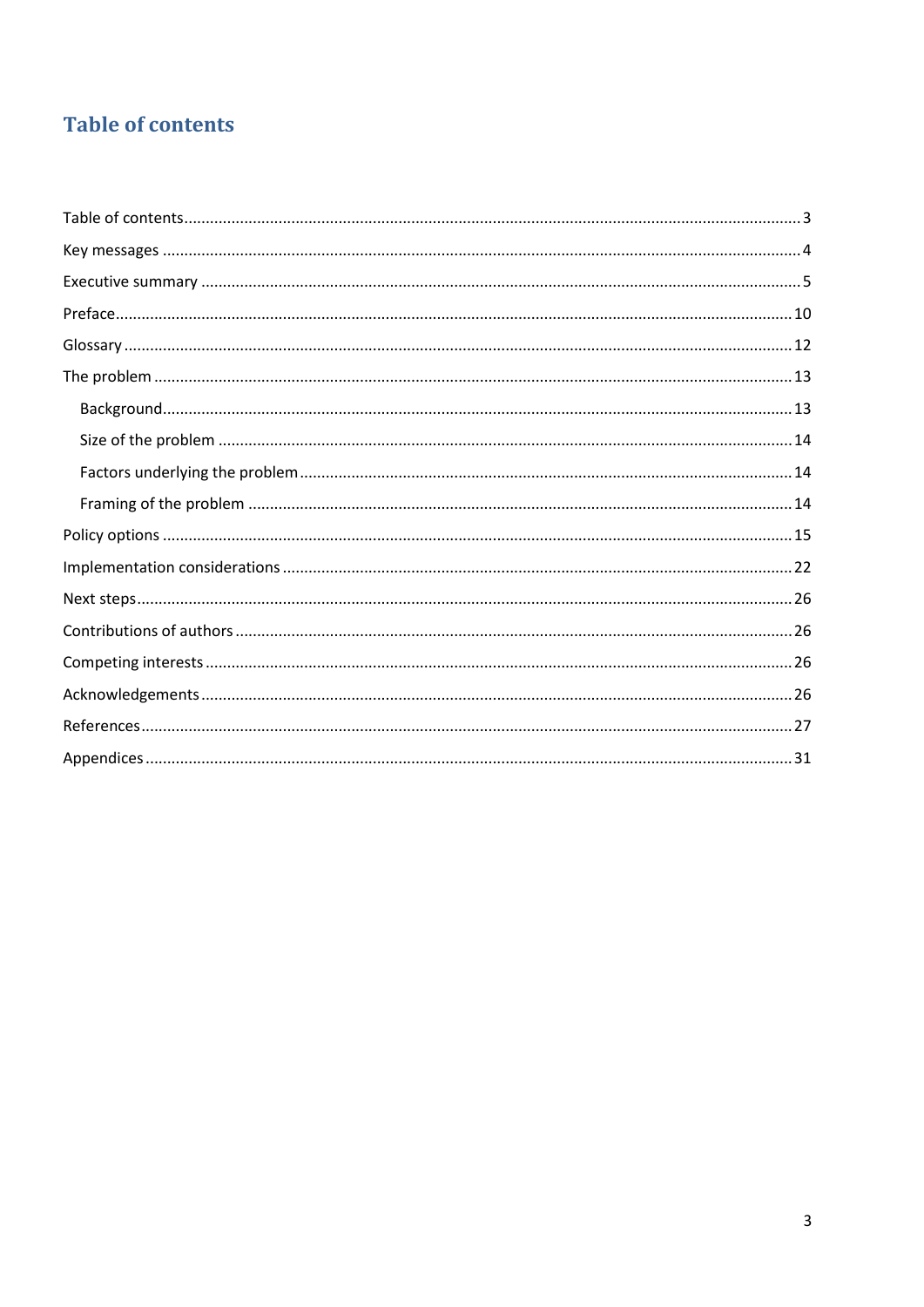# Table of contents

- Table of contents ... 3
- Key messages ... 4
- Executive summary ... 5
- Preface ... 10
- Glossary ... 12
- The problem ... 13
  - Background ... 13
  - Size of the problem ... 14
  - Factors underlying the problem ... 14
  - Framing of the problem ... 14
- Policy options ... 15
- Implementation considerations ... 22
- Next steps ... 26
- Contributions of authors ... 26
- Competing interests ... 26
- Acknowledgements ... 26
- References ... 27
- Appendices ... 31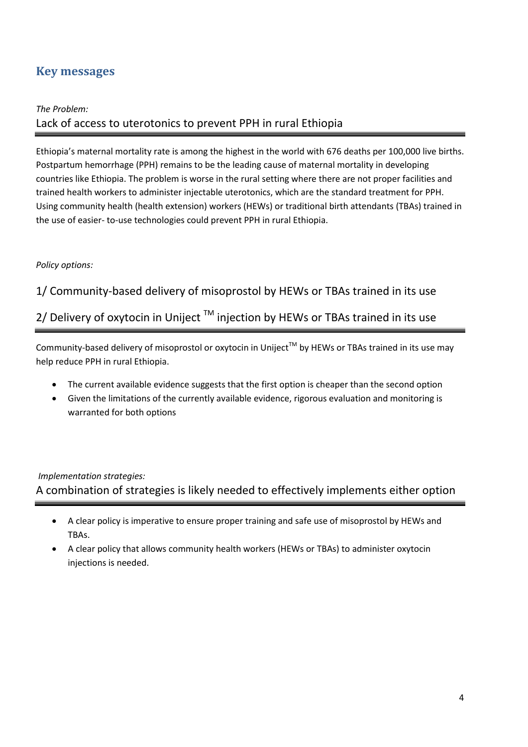## Key messages

*The Problem:*

### Lack of access to uterotonics to prevent PPH in rural Ethiopia

Ethiopia's maternal mortality rate is among the highest in the world with 676 deaths per 100,000 live births. Postpartum hemorrhage (PPH) remains to be the leading cause of maternal mortality in developing countries like Ethiopia. The problem is worse in the rural setting where there are not proper facilities and trained health workers to administer injectable uterotonics, which are the standard treatment for PPH. Using community health (health extension) workers (HEWs) or traditional birth attendants (TBAs) trained in the use of easier- to-use technologies could prevent PPH in rural Ethiopia.

*Policy options:*

### 1/ Community-based delivery of misoprostol by HEWs or TBAs trained in its use

### 2/ Delivery of oxytocin in Uniject ™ injection by HEWs or TBAs trained in its use

Community-based delivery of misoprostol or oxytocin in Uniject™ by HEWs or TBAs trained in its use may help reduce PPH in rural Ethiopia.

- The current available evidence suggests that the first option is cheaper than the second option
- Given the limitations of the currently available evidence, rigorous evaluation and monitoring is warranted for both options

*Implementation strategies:*

### A combination of strategies is likely needed to effectively implements either option

- A clear policy is imperative to ensure proper training and safe use of misoprostol by HEWs and TBAs.
- A clear policy that allows community health workers (HEWs or TBAs) to administer oxytocin injections is needed.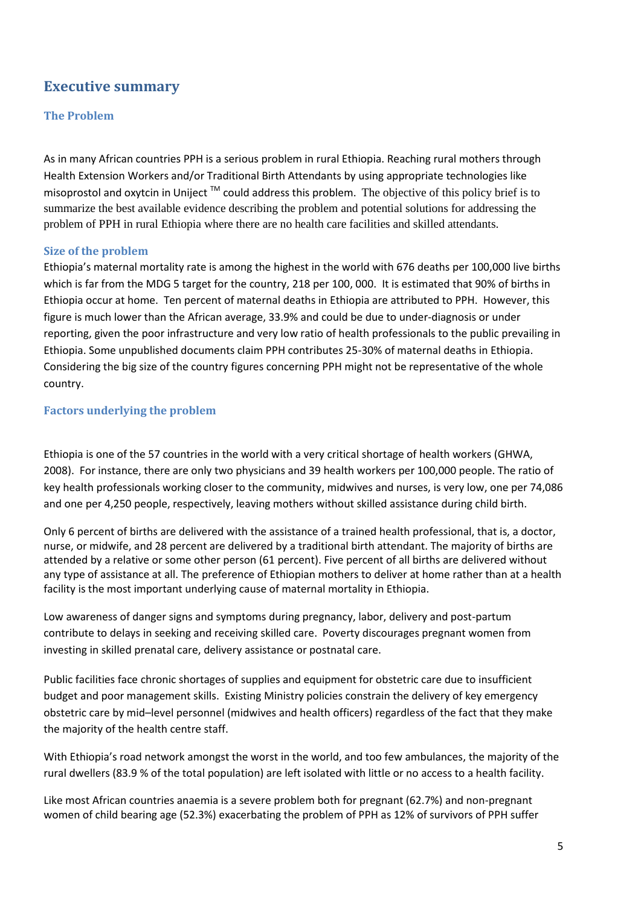## Executive summary

### The Problem

As in many African countries PPH is a serious problem in rural Ethiopia. Reaching rural mothers through Health Extension Workers and/or Traditional Birth Attendants by using appropriate technologies like misoprostol and oxytcin in Uniject ™ could address this problem. The objective of this policy brief is to summarize the best available evidence describing the problem and potential solutions for addressing the problem of PPH in rural Ethiopia where there are no health care facilities and skilled attendants.

### Size of the problem

Ethiopia's maternal mortality rate is among the highest in the world with 676 deaths per 100,000 live births which is far from the MDG 5 target for the country, 218 per 100, 000. It is estimated that 90% of births in Ethiopia occur at home. Ten percent of maternal deaths in Ethiopia are attributed to PPH. However, this figure is much lower than the African average, 33.9% and could be due to under-diagnosis or under reporting, given the poor infrastructure and very low ratio of health professionals to the public prevailing in Ethiopia. Some unpublished documents claim PPH contributes 25-30% of maternal deaths in Ethiopia. Considering the big size of the country figures concerning PPH might not be representative of the whole country.

### Factors underlying the problem

Ethiopia is one of the 57 countries in the world with a very critical shortage of health workers (GHWA, 2008). For instance, there are only two physicians and 39 health workers per 100,000 people. The ratio of key health professionals working closer to the community, midwives and nurses, is very low, one per 74,086 and one per 4,250 people, respectively, leaving mothers without skilled assistance during child birth.

Only 6 percent of births are delivered with the assistance of a trained health professional, that is, a doctor, nurse, or midwife, and 28 percent are delivered by a traditional birth attendant. The majority of births are attended by a relative or some other person (61 percent). Five percent of all births are delivered without any type of assistance at all. The preference of Ethiopian mothers to deliver at home rather than at a health facility is the most important underlying cause of maternal mortality in Ethiopia.

Low awareness of danger signs and symptoms during pregnancy, labor, delivery and post-partum contribute to delays in seeking and receiving skilled care. Poverty discourages pregnant women from investing in skilled prenatal care, delivery assistance or postnatal care.

Public facilities face chronic shortages of supplies and equipment for obstetric care due to insufficient budget and poor management skills. Existing Ministry policies constrain the delivery of key emergency obstetric care by mid–level personnel (midwives and health officers) regardless of the fact that they make the majority of the health centre staff.

With Ethiopia's road network amongst the worst in the world, and too few ambulances, the majority of the rural dwellers (83.9 % of the total population) are left isolated with little or no access to a health facility.

Like most African countries anaemia is a severe problem both for pregnant (62.7%) and non-pregnant women of child bearing age (52.3%) exacerbating the problem of PPH as 12% of survivors of PPH suffer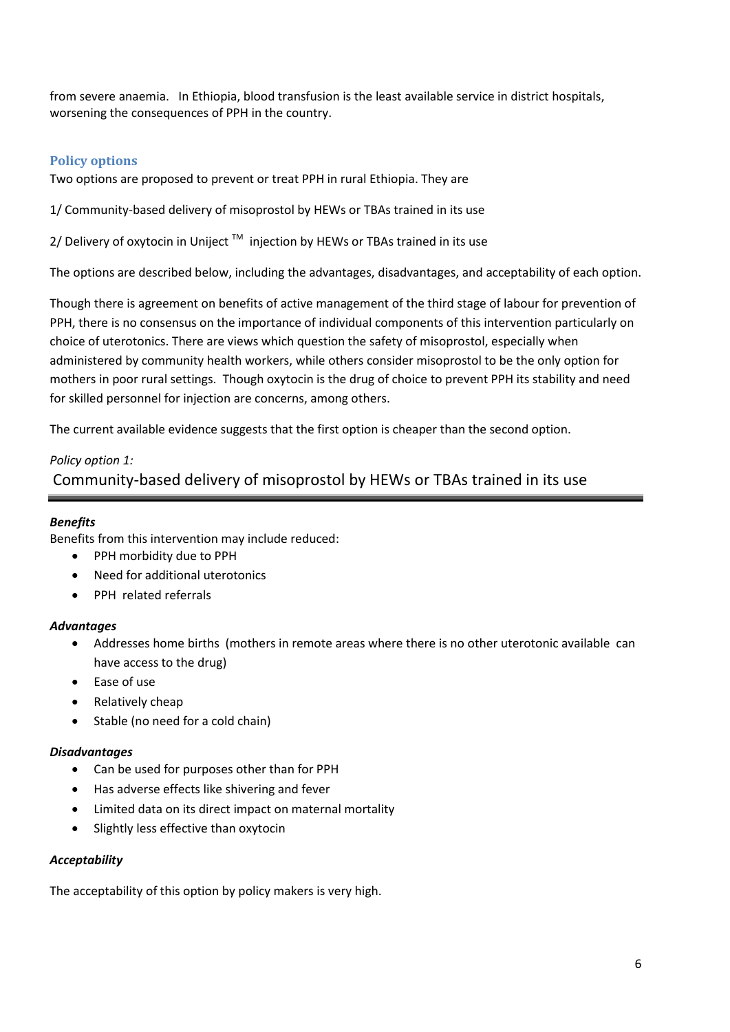from severe anaemia. In Ethiopia, blood transfusion is the least available service in district hospitals, worsening the consequences of PPH in the country.

## Policy options

Two options are proposed to prevent or treat PPH in rural Ethiopia. They are

1/ Community-based delivery of misoprostol by HEWs or TBAs trained in its use

2/ Delivery of oxytocin in Uniject ™ injection by HEWs or TBAs trained in its use

The options are described below, including the advantages, disadvantages, and acceptability of each option.

Though there is agreement on benefits of active management of the third stage of labour for prevention of PPH, there is no consensus on the importance of individual components of this intervention particularly on choice of uterotonics. There are views which question the safety of misoprostol, especially when administered by community health workers, while others consider misoprostol to be the only option for mothers in poor rural settings. Though oxytocin is the drug of choice to prevent PPH its stability and need for skilled personnel for injection are concerns, among others.

The current available evidence suggests that the first option is cheaper than the second option.

*Policy option 1:*

### Community-based delivery of misoprostol by HEWs or TBAs trained in its use

***Benefits***

Benefits from this intervention may include reduced:

- PPH morbidity due to PPH
- Need for additional uterotonics
- PPH related referrals

***Advantages***

- Addresses home births (mothers in remote areas where there is no other uterotonic available can have access to the drug)
- Ease of use
- Relatively cheap
- Stable (no need for a cold chain)

***Disadvantages***

- Can be used for purposes other than for PPH
- Has adverse effects like shivering and fever
- Limited data on its direct impact on maternal mortality
- Slightly less effective than oxytocin

***Acceptability***

The acceptability of this option by policy makers is very high.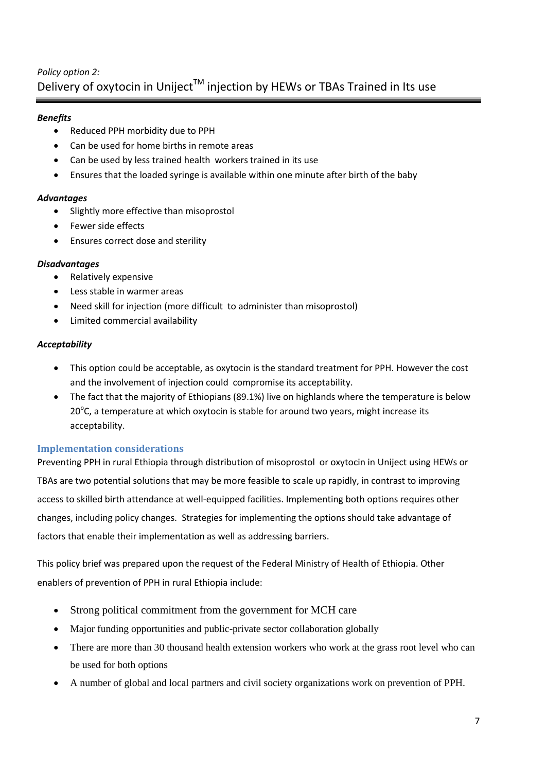*Policy option 2:*

## Delivery of oxytocin in Uniject™ injection by HEWs or TBAs Trained in Its use

***Benefits***

- Reduced PPH morbidity due to PPH
- Can be used for home births in remote areas
- Can be used by less trained health workers trained in its use
- Ensures that the loaded syringe is available within one minute after birth of the baby

***Advantages***

- Slightly more effective than misoprostol
- Fewer side effects
- Ensures correct dose and sterility

***Disadvantages***

- Relatively expensive
- Less stable in warmer areas
- Need skill for injection (more difficult to administer than misoprostol)
- Limited commercial availability

***Acceptability***

- This option could be acceptable, as oxytocin is the standard treatment for PPH. However the cost and the involvement of injection could compromise its acceptability.
- The fact that the majority of Ethiopians (89.1%) live on highlands where the temperature is below 20°C, a temperature at which oxytocin is stable for around two years, might increase its acceptability.

### Implementation considerations

Preventing PPH in rural Ethiopia through distribution of misoprostol or oxytocin in Uniject using HEWs or TBAs are two potential solutions that may be more feasible to scale up rapidly, in contrast to improving access to skilled birth attendance at well-equipped facilities. Implementing both options requires other changes, including policy changes. Strategies for implementing the options should take advantage of factors that enable their implementation as well as addressing barriers.

This policy brief was prepared upon the request of the Federal Ministry of Health of Ethiopia. Other enablers of prevention of PPH in rural Ethiopia include:

- Strong political commitment from the government for MCH care
- Major funding opportunities and public-private sector collaboration globally
- There are more than 30 thousand health extension workers who work at the grass root level who can be used for both options
- A number of global and local partners and civil society organizations work on prevention of PPH.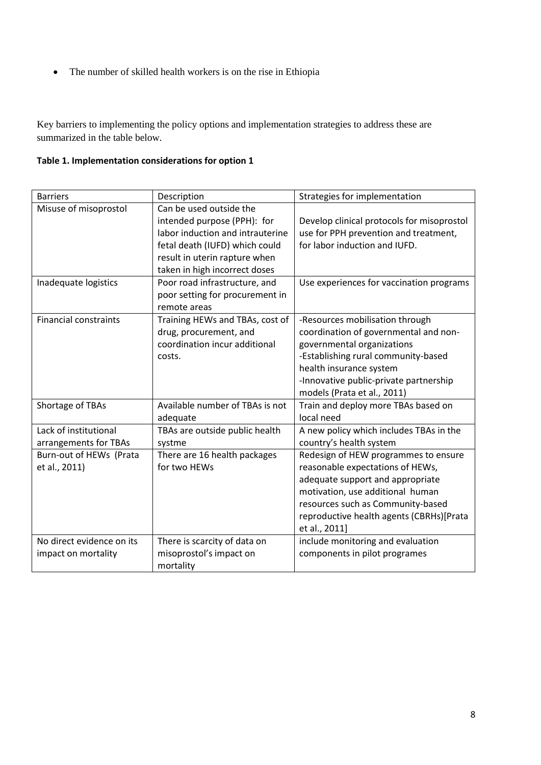- The number of skilled health workers is on the rise in Ethiopia

Key barriers to implementing the policy options and implementation strategies to address these are summarized in the table below.

**Table 1. Implementation considerations for option 1**

| Barriers | Description | Strategies for implementation |
|---|---|---|
| Misuse of misoprostol | Can be used outside the intended purpose (PPH): for labor induction and intrauterine fetal death (IUFD) which could result in uterin rapture when taken in high incorrect doses | Develop clinical protocols for misoprostol use for PPH prevention and treatment, for labor induction and IUFD. |
| Inadequate logistics | Poor road infrastructure, and poor setting for procurement in remote areas | Use experiences for vaccination programs |
| Financial constraints | Training HEWs and TBAs, cost of drug, procurement, and coordination incur additional costs. | -Resources mobilisation through coordination of governmental and non-governmental organizations<br>-Establishing rural community-based health insurance system<br>-Innovative public-private partnership models (Prata et al., 2011) |
| Shortage of TBAs | Available number of TBAs is not adequate | Train and deploy more TBAs based on local need |
| Lack of institutional arrangements for TBAs | TBAs are outside public health systme | A new policy which includes TBAs in the country's health system |
| Burn-out of HEWs (Prata et al., 2011) | There are 16 health packages for two HEWs | Redesign of HEW programmes to ensure reasonable expectations of HEWs, adequate support and appropriate motivation, use additional human resources such as Community-based reproductive health agents (CBRHs)[Prata et al., 2011] |
| No direct evidence on its impact on mortality | There is scarcity of data on misoprostol's impact on mortality | include monitoring and evaluation components in pilot programes |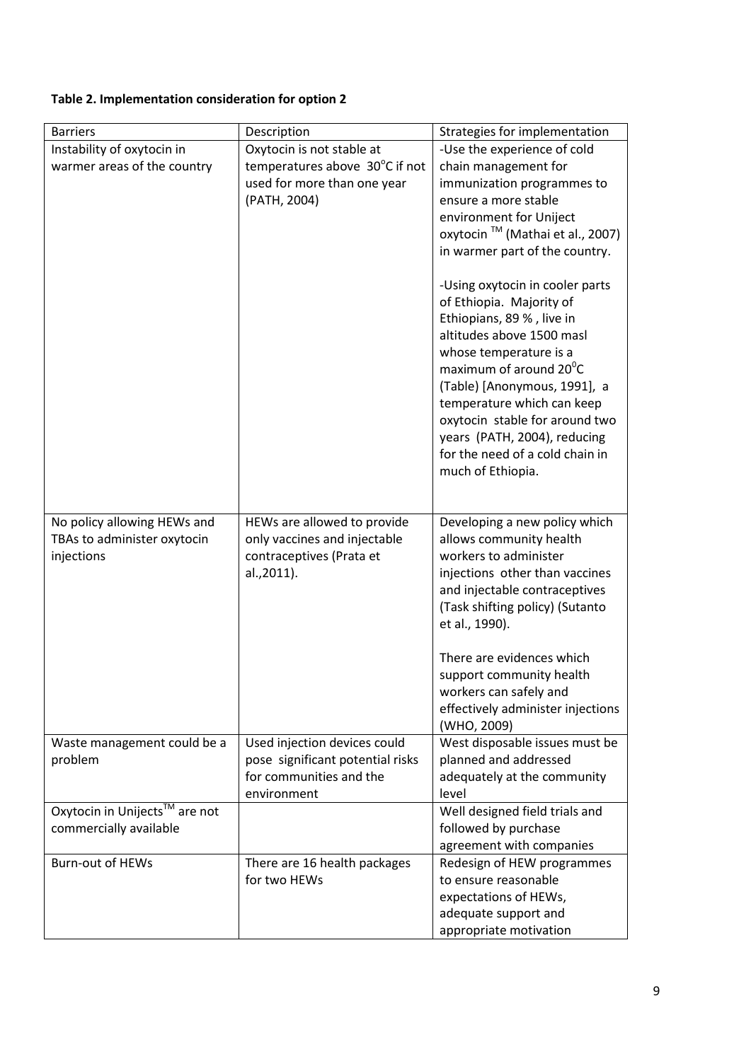**Table 2. Implementation consideration for option 2**

| Barriers | Description | Strategies for implementation |
|---|---|---|
| Instability of oxytocin in warmer areas of the country | Oxytocin is not stable at temperatures above 30°C if not used for more than one year (PATH, 2004) | -Use the experience of cold chain management for immunization programmes to ensure a more stable environment for Uniject oxytocin ™ (Mathai et al., 2007) in warmer part of the country.<br><br>-Using oxytocin in cooler parts of Ethiopia. Majority of Ethiopians, 89 % , live in altitudes above 1500 masl whose temperature is a maximum of around 20°C (Table) [Anonymous, 1991], a temperature which can keep oxytocin stable for around two years (PATH, 2004), reducing for the need of a cold chain in much of Ethiopia. |
| No policy allowing HEWs and TBAs to administer oxytocin injections | HEWs are allowed to provide only vaccines and injectable contraceptives (Prata et al.,2011). | Developing a new policy which allows community health workers to administer injections other than vaccines and injectable contraceptives (Task shifting policy) (Sutanto et al., 1990).<br><br>There are evidences which support community health workers can safely and effectively administer injections (WHO, 2009) |
| Waste management could be a problem | Used injection devices could pose significant potential risks for communities and the environment | West disposable issues must be planned and addressed adequately at the community level |
| Oxytocin in Unijects™ are not commercially available | | Well designed field trials and followed by purchase agreement with companies |
| Burn-out of HEWs | There are 16 health packages for two HEWs | Redesign of HEW programmes to ensure reasonable expectations of HEWs, adequate support and appropriate motivation |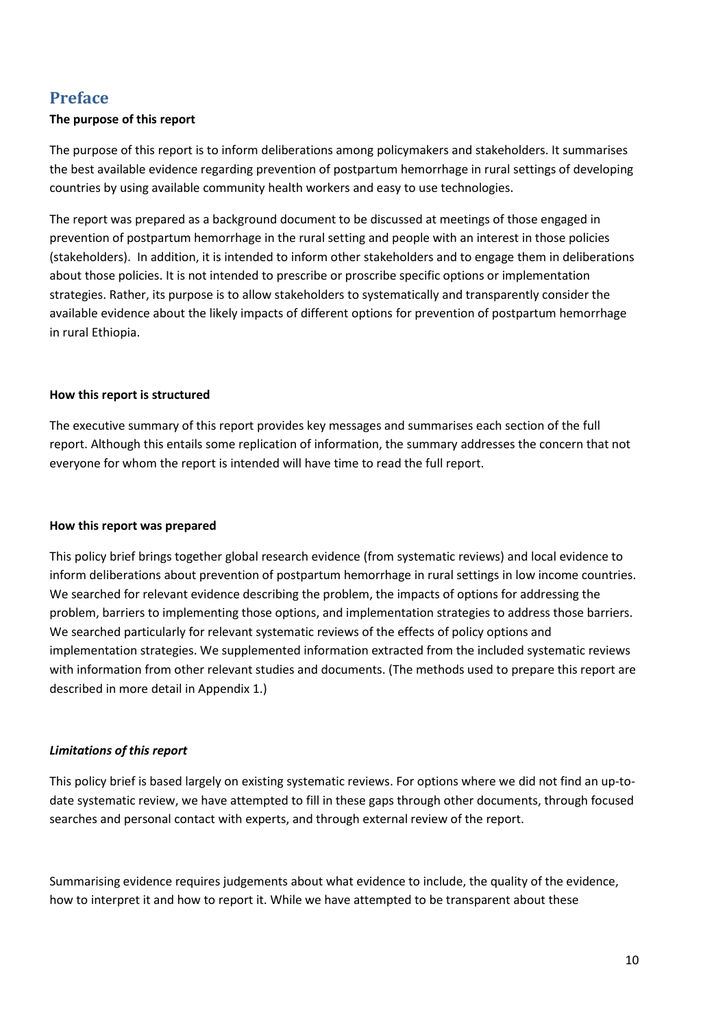## Preface

**The purpose of this report**

The purpose of this report is to inform deliberations among policymakers and stakeholders. It summarises the best available evidence regarding prevention of postpartum hemorrhage in rural settings of developing countries by using available community health workers and easy to use technologies.

The report was prepared as a background document to be discussed at meetings of those engaged in prevention of postpartum hemorrhage in the rural setting and people with an interest in those policies (stakeholders). In addition, it is intended to inform other stakeholders and to engage them in deliberations about those policies. It is not intended to prescribe or proscribe specific options or implementation strategies. Rather, its purpose is to allow stakeholders to systematically and transparently consider the available evidence about the likely impacts of different options for prevention of postpartum hemorrhage in rural Ethiopia.

**How this report is structured**

The executive summary of this report provides key messages and summarises each section of the full report. Although this entails some replication of information, the summary addresses the concern that not everyone for whom the report is intended will have time to read the full report.

**How this report was prepared**

This policy brief brings together global research evidence (from systematic reviews) and local evidence to inform deliberations about prevention of postpartum hemorrhage in rural settings in low income countries. We searched for relevant evidence describing the problem, the impacts of options for addressing the problem, barriers to implementing those options, and implementation strategies to address those barriers. We searched particularly for relevant systematic reviews of the effects of policy options and implementation strategies. We supplemented information extracted from the included systematic reviews with information from other relevant studies and documents. (The methods used to prepare this report are described in more detail in Appendix 1.)

***Limitations of this report***

This policy brief is based largely on existing systematic reviews. For options where we did not find an up-to-date systematic review, we have attempted to fill in these gaps through other documents, through focused searches and personal contact with experts, and through external review of the report.

Summarising evidence requires judgements about what evidence to include, the quality of the evidence, how to interpret it and how to report it. While we have attempted to be transparent about these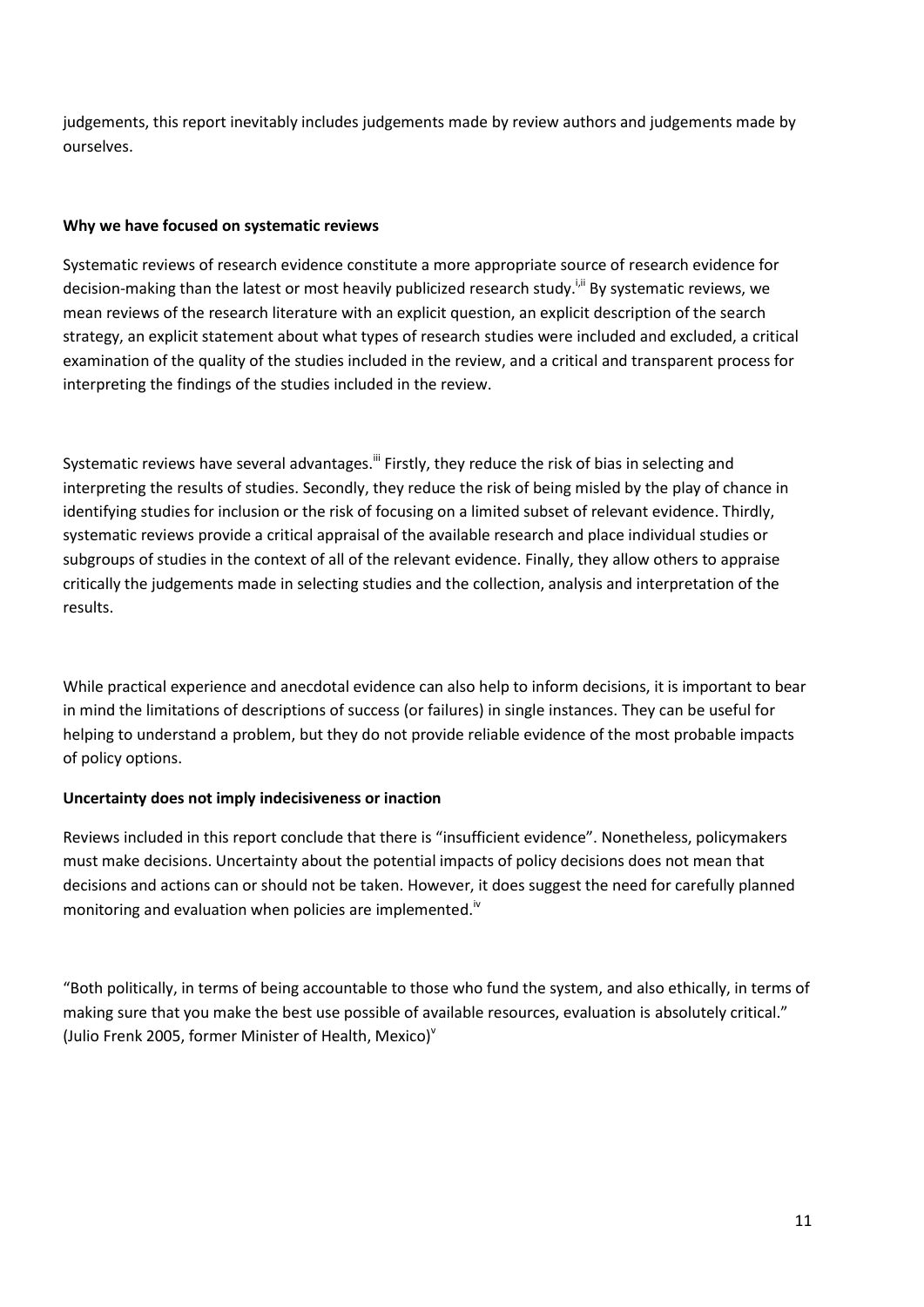judgements, this report inevitably includes judgements made by review authors and judgements made by ourselves.

**Why we have focused on systematic reviews**

Systematic reviews of research evidence constitute a more appropriate source of research evidence for decision-making than the latest or most heavily publicized research study.[i,ii] By systematic reviews, we mean reviews of the research literature with an explicit question, an explicit description of the search strategy, an explicit statement about what types of research studies were included and excluded, a critical examination of the quality of the studies included in the review, and a critical and transparent process for interpreting the findings of the studies included in the review.

Systematic reviews have several advantages.[iii] Firstly, they reduce the risk of bias in selecting and interpreting the results of studies. Secondly, they reduce the risk of being misled by the play of chance in identifying studies for inclusion or the risk of focusing on a limited subset of relevant evidence. Thirdly, systematic reviews provide a critical appraisal of the available research and place individual studies or subgroups of studies in the context of all of the relevant evidence. Finally, they allow others to appraise critically the judgements made in selecting studies and the collection, analysis and interpretation of the results.

While practical experience and anecdotal evidence can also help to inform decisions, it is important to bear in mind the limitations of descriptions of success (or failures) in single instances. They can be useful for helping to understand a problem, but they do not provide reliable evidence of the most probable impacts of policy options.

**Uncertainty does not imply indecisiveness or inaction**

Reviews included in this report conclude that there is "insufficient evidence". Nonetheless, policymakers must make decisions. Uncertainty about the potential impacts of policy decisions does not mean that decisions and actions can or should not be taken. However, it does suggest the need for carefully planned monitoring and evaluation when policies are implemented.[iv]

"Both politically, in terms of being accountable to those who fund the system, and also ethically, in terms of making sure that you make the best use possible of available resources, evaluation is absolutely critical." (Julio Frenk 2005, former Minister of Health, Mexico)[v]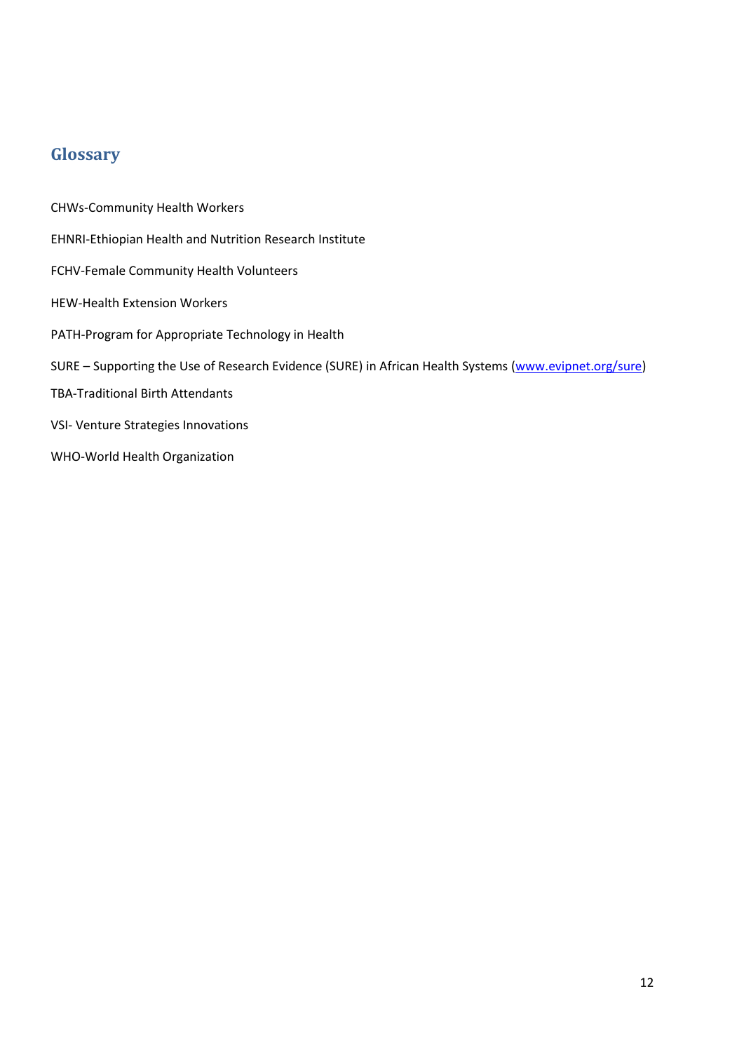## Glossary

CHWs-Community Health Workers

EHNRI-Ethiopian Health and Nutrition Research Institute

FCHV-Female Community Health Volunteers

HEW-Health Extension Workers

PATH-Program for Appropriate Technology in Health

SURE – Supporting the Use of Research Evidence (SURE) in African Health Systems (www.evipnet.org/sure)

TBA-Traditional Birth Attendants

VSI- Venture Strategies Innovations

WHO-World Health Organization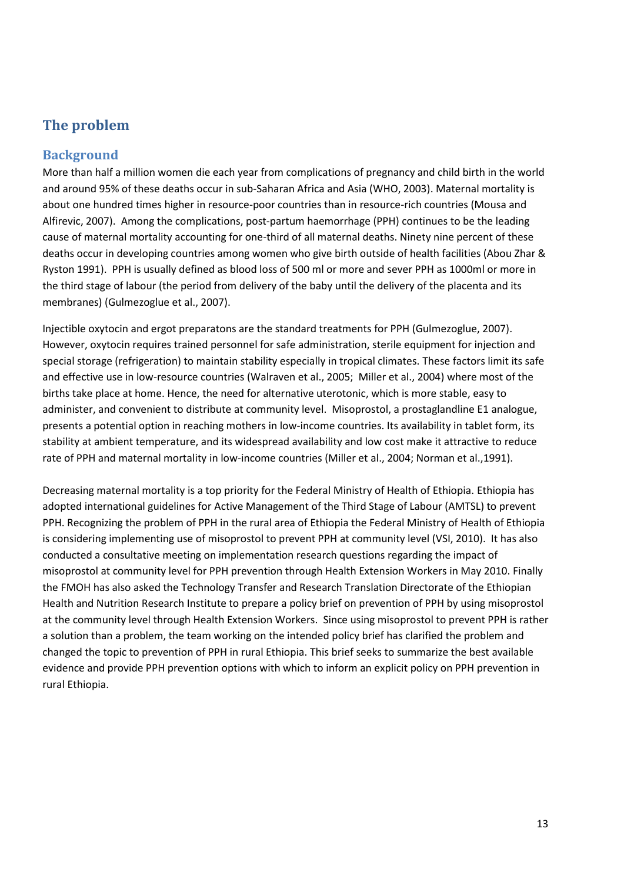# The problem

## Background

More than half a million women die each year from complications of pregnancy and child birth in the world and around 95% of these deaths occur in sub-Saharan Africa and Asia (WHO, 2003). Maternal mortality is about one hundred times higher in resource-poor countries than in resource-rich countries (Mousa and Alfirevic, 2007). Among the complications, post-partum haemorrhage (PPH) continues to be the leading cause of maternal mortality accounting for one-third of all maternal deaths. Ninety nine percent of these deaths occur in developing countries among women who give birth outside of health facilities (Abou Zhar & Ryston 1991). PPH is usually defined as blood loss of 500 ml or more and sever PPH as 1000ml or more in the third stage of labour (the period from delivery of the baby until the delivery of the placenta and its membranes) (Gulmezoglue et al., 2007).

Injectible oxytocin and ergot preparatons are the standard treatments for PPH (Gulmezoglue, 2007). However, oxytocin requires trained personnel for safe administration, sterile equipment for injection and special storage (refrigeration) to maintain stability especially in tropical climates. These factors limit its safe and effective use in low-resource countries (Walraven et al., 2005; Miller et al., 2004) where most of the births take place at home. Hence, the need for alternative uterotonic, which is more stable, easy to administer, and convenient to distribute at community level. Misoprostol, a prostaglandline E1 analogue, presents a potential option in reaching mothers in low-income countries. Its availability in tablet form, its stability at ambient temperature, and its widespread availability and low cost make it attractive to reduce rate of PPH and maternal mortality in low-income countries (Miller et al., 2004; Norman et al.,1991).

Decreasing maternal mortality is a top priority for the Federal Ministry of Health of Ethiopia. Ethiopia has adopted international guidelines for Active Management of the Third Stage of Labour (AMTSL) to prevent PPH. Recognizing the problem of PPH in the rural area of Ethiopia the Federal Ministry of Health of Ethiopia is considering implementing use of misoprostol to prevent PPH at community level (VSI, 2010). It has also conducted a consultative meeting on implementation research questions regarding the impact of misoprostol at community level for PPH prevention through Health Extension Workers in May 2010. Finally the FMOH has also asked the Technology Transfer and Research Translation Directorate of the Ethiopian Health and Nutrition Research Institute to prepare a policy brief on prevention of PPH by using misoprostol at the community level through Health Extension Workers. Since using misoprostol to prevent PPH is rather a solution than a problem, the team working on the intended policy brief has clarified the problem and changed the topic to prevention of PPH in rural Ethiopia. This brief seeks to summarize the best available evidence and provide PPH prevention options with which to inform an explicit policy on PPH prevention in rural Ethiopia.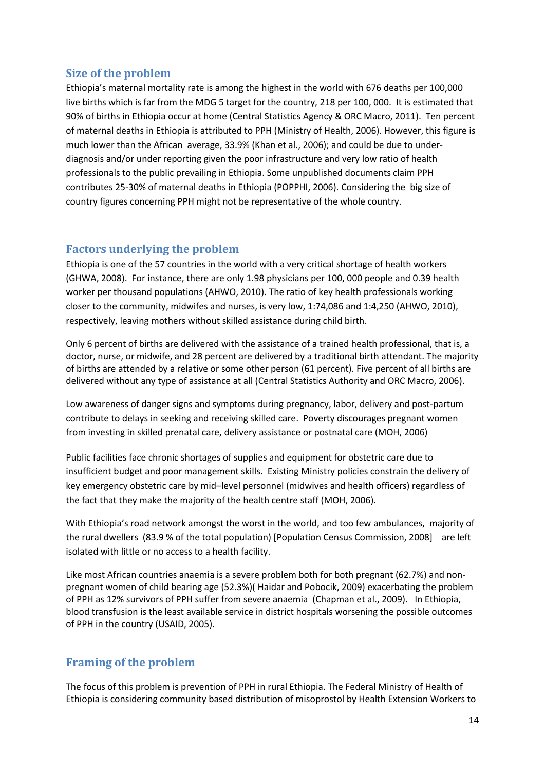## Size of the problem

Ethiopia's maternal mortality rate is among the highest in the world with 676 deaths per 100,000 live births which is far from the MDG 5 target for the country, 218 per 100, 000. It is estimated that 90% of births in Ethiopia occur at home (Central Statistics Agency & ORC Macro, 2011). Ten percent of maternal deaths in Ethiopia is attributed to PPH (Ministry of Health, 2006). However, this figure is much lower than the African average, 33.9% (Khan et al., 2006); and could be due to under-diagnosis and/or under reporting given the poor infrastructure and very low ratio of health professionals to the public prevailing in Ethiopia. Some unpublished documents claim PPH contributes 25-30% of maternal deaths in Ethiopia (POPPHI, 2006). Considering the big size of country figures concerning PPH might not be representative of the whole country.

## Factors underlying the problem

Ethiopia is one of the 57 countries in the world with a very critical shortage of health workers (GHWA, 2008). For instance, there are only 1.98 physicians per 100, 000 people and 0.39 health worker per thousand populations (AHWO, 2010). The ratio of key health professionals working closer to the community, midwifes and nurses, is very low, 1:74,086 and 1:4,250 (AHWO, 2010), respectively, leaving mothers without skilled assistance during child birth.

Only 6 percent of births are delivered with the assistance of a trained health professional, that is, a doctor, nurse, or midwife, and 28 percent are delivered by a traditional birth attendant. The majority of births are attended by a relative or some other person (61 percent). Five percent of all births are delivered without any type of assistance at all (Central Statistics Authority and ORC Macro, 2006).

Low awareness of danger signs and symptoms during pregnancy, labor, delivery and post-partum contribute to delays in seeking and receiving skilled care. Poverty discourages pregnant women from investing in skilled prenatal care, delivery assistance or postnatal care (MOH, 2006)

Public facilities face chronic shortages of supplies and equipment for obstetric care due to insufficient budget and poor management skills. Existing Ministry policies constrain the delivery of key emergency obstetric care by mid–level personnel (midwives and health officers) regardless of the fact that they make the majority of the health centre staff (MOH, 2006).

With Ethiopia's road network amongst the worst in the world, and too few ambulances, majority of the rural dwellers (83.9 % of the total population) [Population Census Commission, 2008] are left isolated with little or no access to a health facility.

Like most African countries anaemia is a severe problem both for both pregnant (62.7%) and non-pregnant women of child bearing age (52.3%)( Haidar and Pobocik, 2009) exacerbating the problem of PPH as 12% survivors of PPH suffer from severe anaemia (Chapman et al., 2009). In Ethiopia, blood transfusion is the least available service in district hospitals worsening the possible outcomes of PPH in the country (USAID, 2005).

## Framing of the problem

The focus of this problem is prevention of PPH in rural Ethiopia. The Federal Ministry of Health of Ethiopia is considering community based distribution of misoprostol by Health Extension Workers to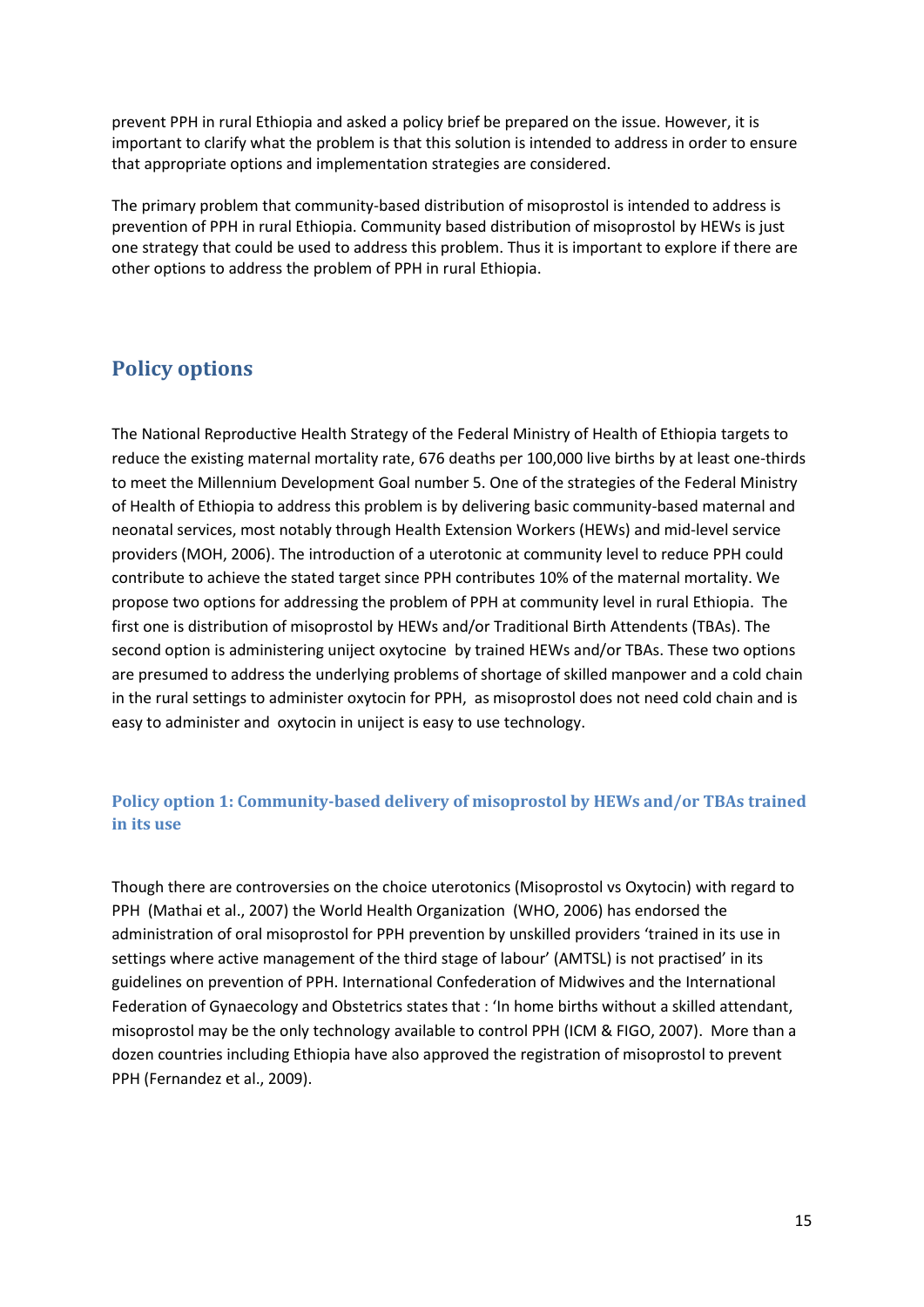prevent PPH in rural Ethiopia and asked a policy brief be prepared on the issue. However, it is important to clarify what the problem is that this solution is intended to address in order to ensure that appropriate options and implementation strategies are considered.

The primary problem that community-based distribution of misoprostol is intended to address is prevention of PPH in rural Ethiopia. Community based distribution of misoprostol by HEWs is just one strategy that could be used to address this problem. Thus it is important to explore if there are other options to address the problem of PPH in rural Ethiopia.

## Policy options

The National Reproductive Health Strategy of the Federal Ministry of Health of Ethiopia targets to reduce the existing maternal mortality rate, 676 deaths per 100,000 live births by at least one-thirds to meet the Millennium Development Goal number 5. One of the strategies of the Federal Ministry of Health of Ethiopia to address this problem is by delivering basic community-based maternal and neonatal services, most notably through Health Extension Workers (HEWs) and mid-level service providers (MOH, 2006). The introduction of a uterotonic at community level to reduce PPH could contribute to achieve the stated target since PPH contributes 10% of the maternal mortality. We propose two options for addressing the problem of PPH at community level in rural Ethiopia. The first one is distribution of misoprostol by HEWs and/or Traditional Birth Attendents (TBAs). The second option is administering uniject oxytocine by trained HEWs and/or TBAs. These two options are presumed to address the underlying problems of shortage of skilled manpower and a cold chain in the rural settings to administer oxytocin for PPH, as misoprostol does not need cold chain and is easy to administer and oxytocin in uniject is easy to use technology.

### Policy option 1: Community-based delivery of misoprostol by HEWs and/or TBAs trained in its use

Though there are controversies on the choice uterotonics (Misoprostol vs Oxytocin) with regard to PPH (Mathai et al., 2007) the World Health Organization (WHO, 2006) has endorsed the administration of oral misoprostol for PPH prevention by unskilled providers 'trained in its use in settings where active management of the third stage of labour' (AMTSL) is not practised' in its guidelines on prevention of PPH. International Confederation of Midwives and the International Federation of Gynaecology and Obstetrics states that : 'In home births without a skilled attendant, misoprostol may be the only technology available to control PPH (ICM & FIGO, 2007). More than a dozen countries including Ethiopia have also approved the registration of misoprostol to prevent PPH (Fernandez et al., 2009).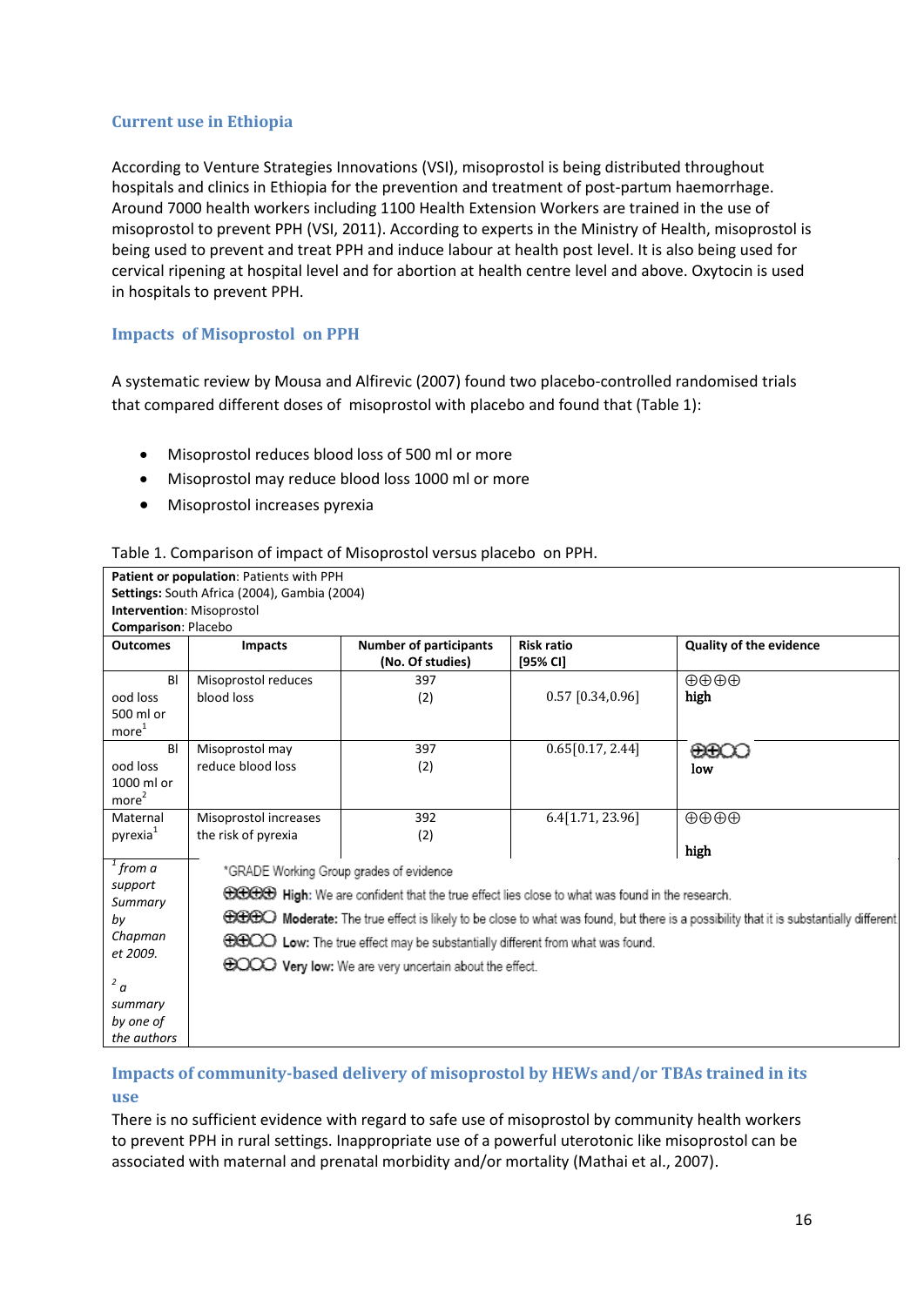### Current use in Ethiopia

According to Venture Strategies Innovations (VSI), misoprostol is being distributed throughout hospitals and clinics in Ethiopia for the prevention and treatment of post-partum haemorrhage. Around 7000 health workers including 1100 Health Extension Workers are trained in the use of misoprostol to prevent PPH (VSI, 2011). According to experts in the Ministry of Health, misoprostol is being used to prevent and treat PPH and induce labour at health post level. It is also being used for cervical ripening at hospital level and for abortion at health centre level and above. Oxytocin is used in hospitals to prevent PPH.

### Impacts of Misoprostol on PPH

A systematic review by Mousa and Alfirevic (2007) found two placebo-controlled randomised trials that compared different doses of misoprostol with placebo and found that (Table 1):

- Misoprostol reduces blood loss of 500 ml or more
- Misoprostol may reduce blood loss 1000 ml or more
- Misoprostol increases pyrexia

Table 1. Comparison of impact of Misoprostol versus placebo on PPH.

**Patient or population**: Patients with PPH
**Settings:** South Africa (2004), Gambia (2004)
**Intervention**: Misoprostol
**Comparison**: Placebo

| Outcomes | Impacts | Number of participants (No. Of studies) | Risk ratio [95% CI] | Quality of the evidence |
|---|---|---|---|---|
| Blood loss 500 ml or more[1] | Misoprostol reduces blood loss | 397 (2) | 0.57 [0.34,0.96] | ⊕⊕⊕⊕ high |
| Blood loss 1000 ml or more[2] | Misoprostol may reduce blood loss | 397 (2) | 0.65[0.17, 2.44] | ⊕⊕◯◯ low |
| Maternal pyrexia[1] | Misoprostol increases the risk of pyrexia | 392 (2) | 6.4[1.71, 23.96] | ⊕⊕⊕⊕ high |

*[1] from a support Summary by Chapman et 2009.*

*[2] a summary by one of the authors*

*GRADE Working Group grades of evidence
- ⊕⊕⊕⊕ **High:** We are confident that the true effect lies close to what was found in the research.
- ⊕⊕⊕◯ **Moderate:** The true effect is likely to be close to what was found, but there is a possibility that it is substantially different
- ⊕⊕◯◯ **Low:** The true effect may be substantially different from what was found.
- ⊕◯◯◯ **Very low:** We are very uncertain about the effect.

### Impacts of community-based delivery of misoprostol by HEWs and/or TBAs trained in its use

There is no sufficient evidence with regard to safe use of misoprostol by community health workers to prevent PPH in rural settings. Inappropriate use of a powerful uterotonic like misoprostol can be associated with maternal and prenatal morbidity and/or mortality (Mathai et al., 2007).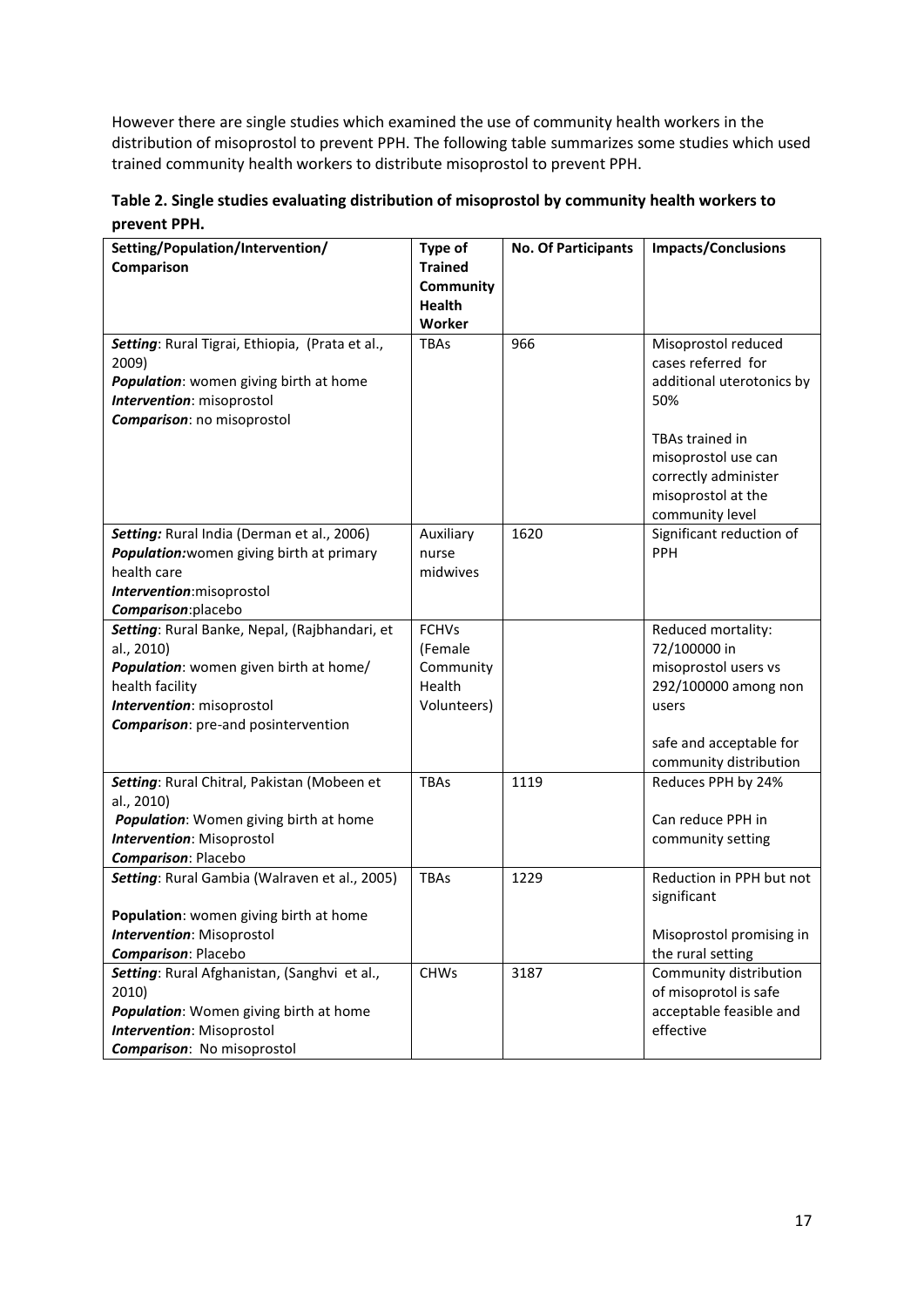However there are single studies which examined the use of community health workers in the distribution of misoprostol to prevent PPH. The following table summarizes some studies which used trained community health workers to distribute misoprostol to prevent PPH.

**Table 2. Single studies evaluating distribution of misoprostol by community health workers to prevent PPH.**

| Setting/Population/Intervention/ Comparison | Type of Trained Community Health Worker | No. Of Participants | Impacts/Conclusions |
|---|---|---|---|
| ***Setting***: Rural Tigrai, Ethiopia, (Prata et al., 2009)<br>***Population***: women giving birth at home<br>***Intervention***: misoprostol<br>***Comparison***: no misoprostol | TBAs | 966 | Misoprostol reduced cases referred for additional uterotonics by 50%<br><br>TBAs trained in misoprostol use can correctly administer misoprostol at the community level |
| ***Setting:*** Rural India (Derman et al., 2006)<br>***Population:***women giving birth at primary health care<br>***Intervention***:misoprostol<br>***Comparison***:placebo | Auxiliary nurse midwives | 1620 | Significant reduction of PPH |
| ***Setting***: Rural Banke, Nepal, (Rajbhandari, et al., 2010)<br>***Population***: women given birth at home/ health facility<br>***Intervention***: misoprostol<br>***Comparison***: pre-and posintervention | FCHVs (Female Community Health Volunteers) | | Reduced mortality: 72/100000 in misoprostol users vs 292/100000 among non users<br><br>safe and acceptable for community distribution |
| ***Setting***: Rural Chitral, Pakistan (Mobeen et al., 2010)<br>***Population***: Women giving birth at home<br>***Intervention***: Misoprostol<br>***Comparison***: Placebo | TBAs | 1119 | Reduces PPH by 24%<br><br>Can reduce PPH in community setting |
| ***Setting***: Rural Gambia (Walraven et al., 2005)<br><br>**Population**: women giving birth at home<br>***Intervention***: Misoprostol<br>***Comparison***: Placebo | TBAs | 1229 | Reduction in PPH but not significant<br><br>Misoprostol promising in the rural setting |
| ***Setting***: Rural Afghanistan, (Sanghvi et al., 2010)<br>***Population***: Women giving birth at home<br>***Intervention***: Misoprostol<br>***Comparison***: No misoprostol | CHWs | 3187 | Community distribution of misoprotol is safe acceptable feasible and effective |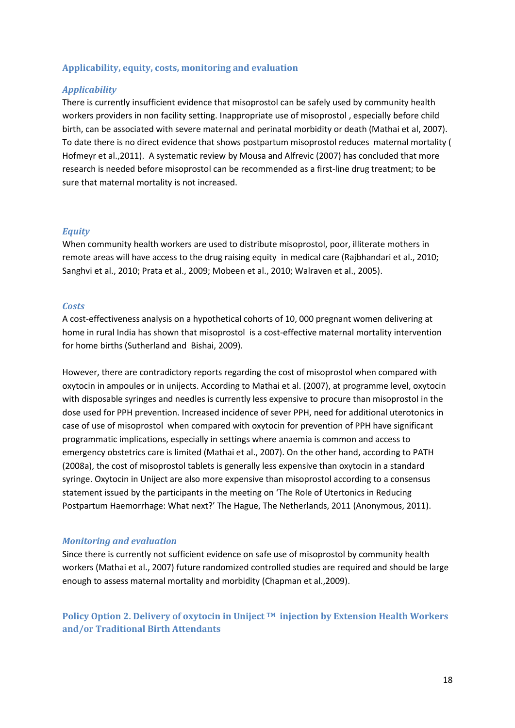## Applicability, equity, costs, monitoring and evaluation

### *Applicability*

There is currently insufficient evidence that misoprostol can be safely used by community health workers providers in non facility setting. Inappropriate use of misoprostol , especially before child birth, can be associated with severe maternal and perinatal morbidity or death (Mathai et al, 2007). To date there is no direct evidence that shows postpartum misoprostol reduces maternal mortality ( Hofmeyr et al.,2011). A systematic review by Mousa and Alfrevic (2007) has concluded that more research is needed before misoprostol can be recommended as a first-line drug treatment; to be sure that maternal mortality is not increased.

### *Equity*

When community health workers are used to distribute misoprostol, poor, illiterate mothers in remote areas will have access to the drug raising equity in medical care (Rajbhandari et al., 2010; Sanghvi et al., 2010; Prata et al., 2009; Mobeen et al., 2010; Walraven et al., 2005).

### *Costs*

A cost-effectiveness analysis on a hypothetical cohorts of 10, 000 pregnant women delivering at home in rural India has shown that misoprostol is a cost-effective maternal mortality intervention for home births (Sutherland and Bishai, 2009).

However, there are contradictory reports regarding the cost of misoprostol when compared with oxytocin in ampoules or in unijects. According to Mathai et al. (2007), at programme level, oxytocin with disposable syringes and needles is currently less expensive to procure than misoprostol in the dose used for PPH prevention. Increased incidence of sever PPH, need for additional uterotonics in case of use of misoprostol when compared with oxytocin for prevention of PPH have significant programmatic implications, especially in settings where anaemia is common and access to emergency obstetrics care is limited (Mathai et al., 2007). On the other hand, according to PATH (2008a), the cost of misoprostol tablets is generally less expensive than oxytocin in a standard syringe. Oxytocin in Uniject are also more expensive than misoprostol according to a consensus statement issued by the participants in the meeting on 'The Role of Utertonics in Reducing Postpartum Haemorrhage: What next?' The Hague, The Netherlands, 2011 (Anonymous, 2011).

### *Monitoring and evaluation*

Since there is currently not sufficient evidence on safe use of misoprostol by community health workers (Mathai et al., 2007) future randomized controlled studies are required and should be large enough to assess maternal mortality and morbidity (Chapman et al.,2009).

## Policy Option 2. Delivery of oxytocin in Uniject ™ injection by Extension Health Workers and/or Traditional Birth Attendants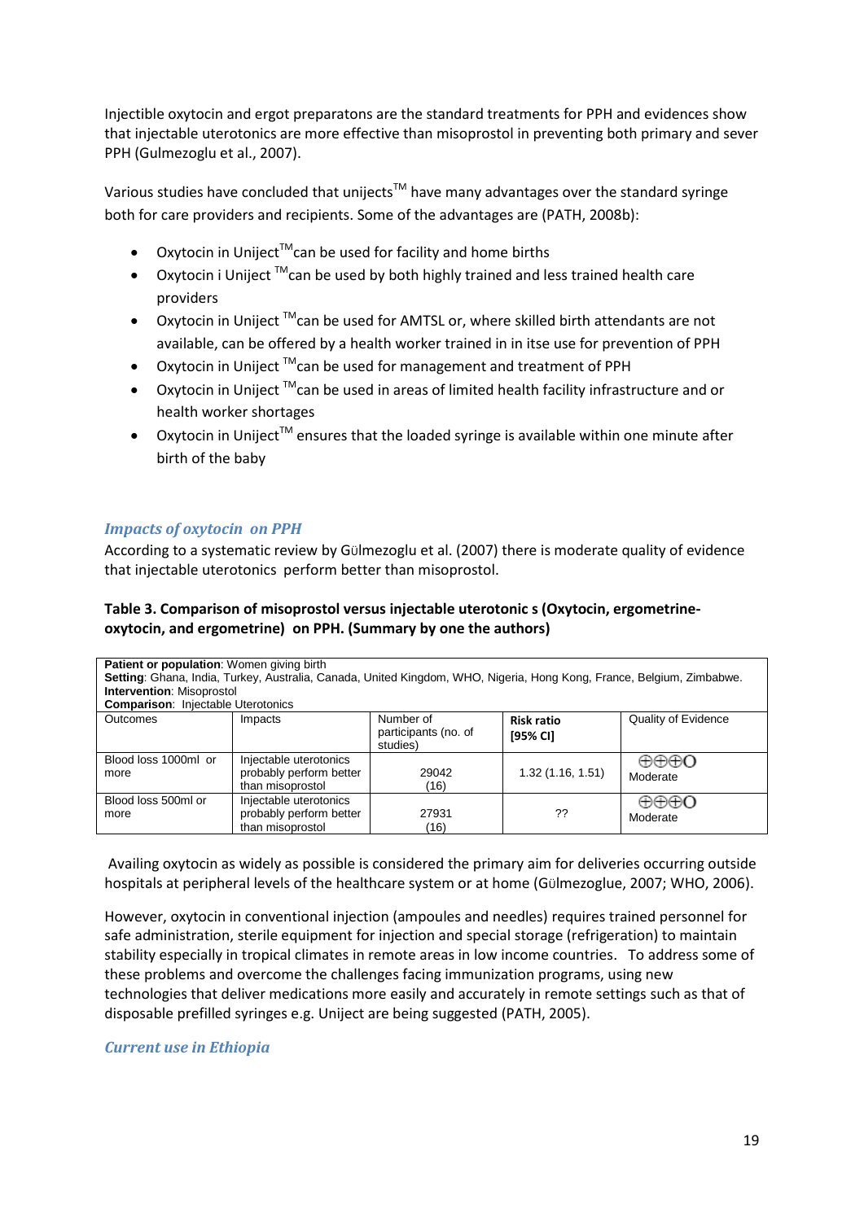Injectible oxytocin and ergot preparatons are the standard treatments for PPH and evidences show that injectable uterotonics are more effective than misoprostol in preventing both primary and sever PPH (Gulmezoglu et al., 2007).

Various studies have concluded that unijects$^{TM}$ have many advantages over the standard syringe both for care providers and recipients. Some of the advantages are (PATH, 2008b):

- Oxytocin in Uniject$^{TM}$can be used for facility and home births
- Oxytocin i Uniject $^{TM}$can be used by both highly trained and less trained health care providers
- Oxytocin in Uniject $^{TM}$can be used for AMTSL or, where skilled birth attendants are not available, can be offered by a health worker trained in in itse use for prevention of PPH
- Oxytocin in Uniject $^{TM}$can be used for management and treatment of PPH
- Oxytocin in Uniject $^{TM}$can be used in areas of limited health facility infrastructure and or health worker shortages
- Oxytocin in Uniject$^{TM}$ ensures that the loaded syringe is available within one minute after birth of the baby

### *Impacts of oxytocin on PPH*

According to a systematic review by Gülmezoglu et al. (2007) there is moderate quality of evidence that injectable uterotonics perform better than misoprostol.

**Table 3. Comparison of misoprostol versus injectable uterotonic s (Oxytocin, ergometrine-oxytocin, and ergometrine) on PPH. (Summary by one the authors)**

| **Patient or population**: Women giving birth<br>**Setting**: Ghana, India, Turkey, Australia, Canada, United Kingdom, WHO, Nigeria, Hong Kong, France, Belgium, Zimbabwe.<br>**Intervention**: Misoprostol<br>**Comparison**: Injectable Uterotonics | | | | |
|---|---|---|---|---|
| Outcomes | Impacts | Number of participants (no. of studies) | **Risk ratio [95% CI]** | Quality of Evidence |
| Blood loss 1000ml or more | Injectable uterotonics probably perform better than misoprostol | 29042 (16) | 1.32 (1.16, 1.51) | ⊕⊕⊕O Moderate |
| Blood loss 500ml or more | Injectable uterotonics probably perform better than misoprostol | 27931 (16) | ?? | ⊕⊕⊕O Moderate |

Availing oxytocin as widely as possible is considered the primary aim for deliveries occurring outside hospitals at peripheral levels of the healthcare system or at home (Gülmezoglue, 2007; WHO, 2006).

However, oxytocin in conventional injection (ampoules and needles) requires trained personnel for safe administration, sterile equipment for injection and special storage (refrigeration) to maintain stability especially in tropical climates in remote areas in low income countries. To address some of these problems and overcome the challenges facing immunization programs, using new technologies that deliver medications more easily and accurately in remote settings such as that of disposable prefilled syringes e.g. Uniject are being suggested (PATH, 2005).

### *Current use in Ethiopia*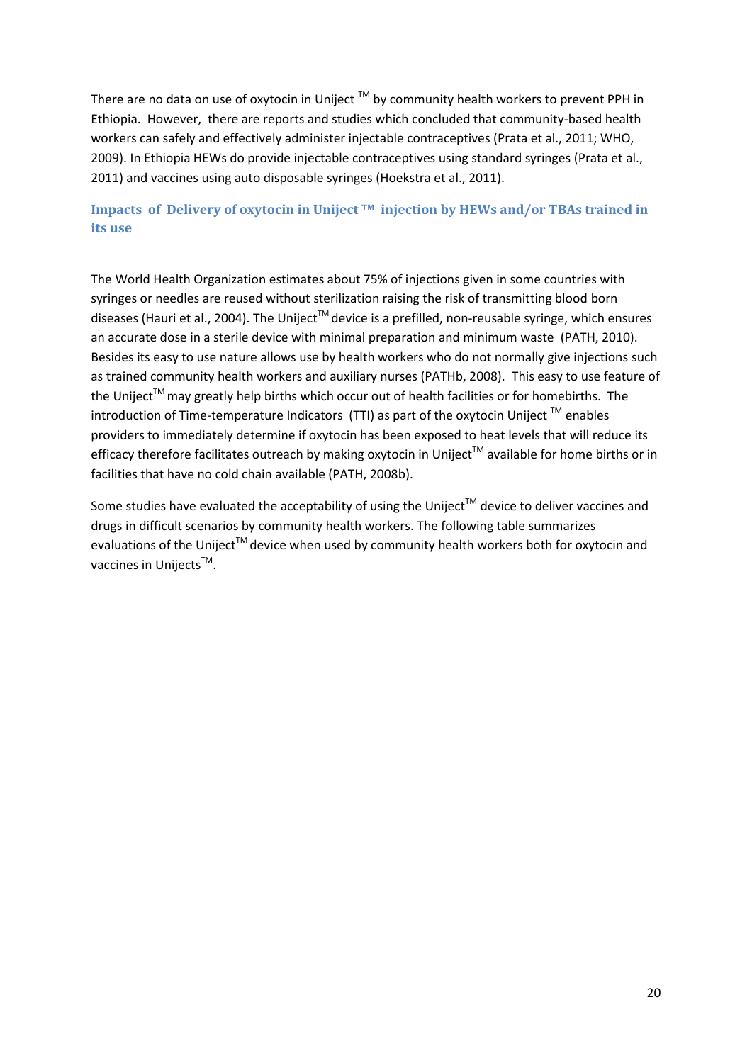There are no data on use of oxytocin in Uniject ™ by community health workers to prevent PPH in Ethiopia. However, there are reports and studies which concluded that community-based health workers can safely and effectively administer injectable contraceptives (Prata et al., 2011; WHO, 2009). In Ethiopia HEWs do provide injectable contraceptives using standard syringes (Prata et al., 2011) and vaccines using auto disposable syringes (Hoekstra et al., 2011).

### Impacts of Delivery of oxytocin in Uniject ™ injection by HEWs and/or TBAs trained in its use

The World Health Organization estimates about 75% of injections given in some countries with syringes or needles are reused without sterilization raising the risk of transmitting blood born diseases (Hauri et al., 2004). The Uniject™ device is a prefilled, non-reusable syringe, which ensures an accurate dose in a sterile device with minimal preparation and minimum waste (PATH, 2010). Besides its easy to use nature allows use by health workers who do not normally give injections such as trained community health workers and auxiliary nurses (PATHb, 2008). This easy to use feature of the Uniject™ may greatly help births which occur out of health facilities or for homebirths. The introduction of Time-temperature Indicators (TTI) as part of the oxytocin Uniject ™ enables providers to immediately determine if oxytocin has been exposed to heat levels that will reduce its efficacy therefore facilitates outreach by making oxytocin in Uniject™ available for home births or in facilities that have no cold chain available (PATH, 2008b).

Some studies have evaluated the acceptability of using the Uniject™ device to deliver vaccines and drugs in difficult scenarios by community health workers. The following table summarizes evaluations of the Uniject™ device when used by community health workers both for oxytocin and vaccines in Unijects™.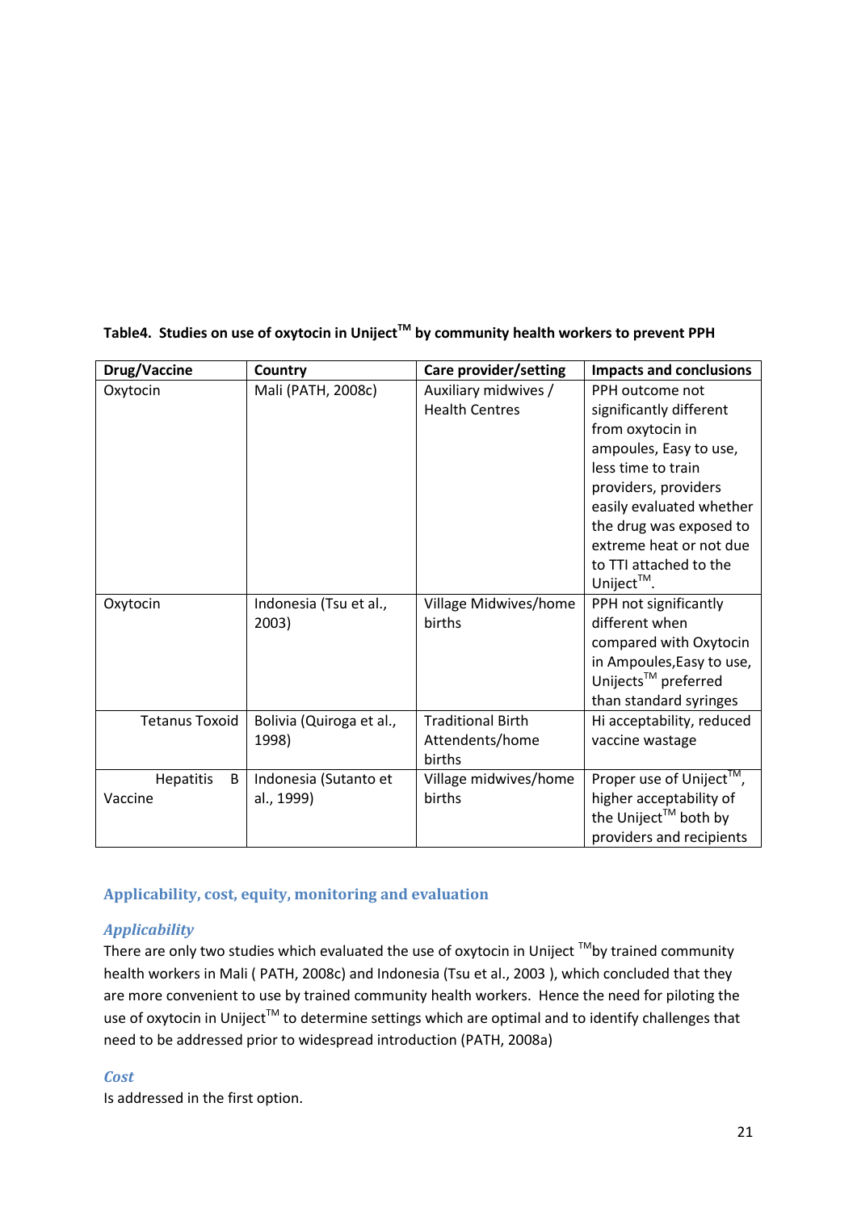**Table4. Studies on use of oxytocin in Uniject™ by community health workers to prevent PPH**

| Drug/Vaccine | Country | Care provider/setting | Impacts and conclusions |
|---|---|---|---|
| Oxytocin | Mali (PATH, 2008c) | Auxiliary midwives / Health Centres | PPH outcome not significantly different from oxytocin in ampoules, Easy to use, less time to train providers, providers easily evaluated whether the drug was exposed to extreme heat or not due to TTI attached to the Uniject™. |
| Oxytocin | Indonesia (Tsu et al., 2003) | Village Midwives/home births | PPH not significantly different when compared with Oxytocin in Ampoules,Easy to use, Unijects™ preferred than standard syringes |
| Tetanus Toxoid | Bolivia (Quiroga et al., 1998) | Traditional Birth Attendents/home births | Hi acceptability, reduced vaccine wastage |
| Hepatitis B Vaccine | Indonesia (Sutanto et al., 1999) | Village midwives/home births | Proper use of Uniject™, higher acceptability of the Uniject™ both by providers and recipients |

## Applicability, cost, equity, monitoring and evaluation

### *Applicability*

There are only two studies which evaluated the use of oxytocin in Uniject ™by trained community health workers in Mali ( PATH, 2008c) and Indonesia (Tsu et al., 2003 ), which concluded that they are more convenient to use by trained community health workers. Hence the need for piloting the use of oxytocin in Uniject™ to determine settings which are optimal and to identify challenges that need to be addressed prior to widespread introduction (PATH, 2008a)

### *Cost*

Is addressed in the first option.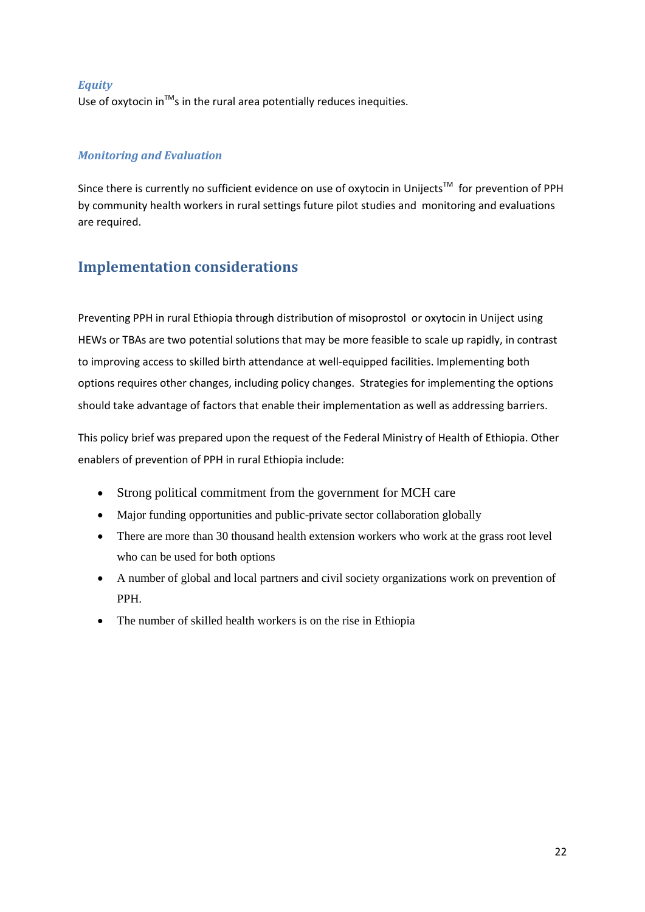### *Equity*

Use of oxytocin in™s in the rural area potentially reduces inequities.

### *Monitoring and Evaluation*

Since there is currently no sufficient evidence on use of oxytocin in Unijects™ for prevention of PPH by community health workers in rural settings future pilot studies and monitoring and evaluations are required.

## Implementation considerations

Preventing PPH in rural Ethiopia through distribution of misoprostol or oxytocin in Uniject using HEWs or TBAs are two potential solutions that may be more feasible to scale up rapidly, in contrast to improving access to skilled birth attendance at well-equipped facilities. Implementing both options requires other changes, including policy changes. Strategies for implementing the options should take advantage of factors that enable their implementation as well as addressing barriers.

This policy brief was prepared upon the request of the Federal Ministry of Health of Ethiopia. Other enablers of prevention of PPH in rural Ethiopia include:

- Strong political commitment from the government for MCH care
- Major funding opportunities and public-private sector collaboration globally
- There are more than 30 thousand health extension workers who work at the grass root level who can be used for both options
- A number of global and local partners and civil society organizations work on prevention of PPH.
- The number of skilled health workers is on the rise in Ethiopia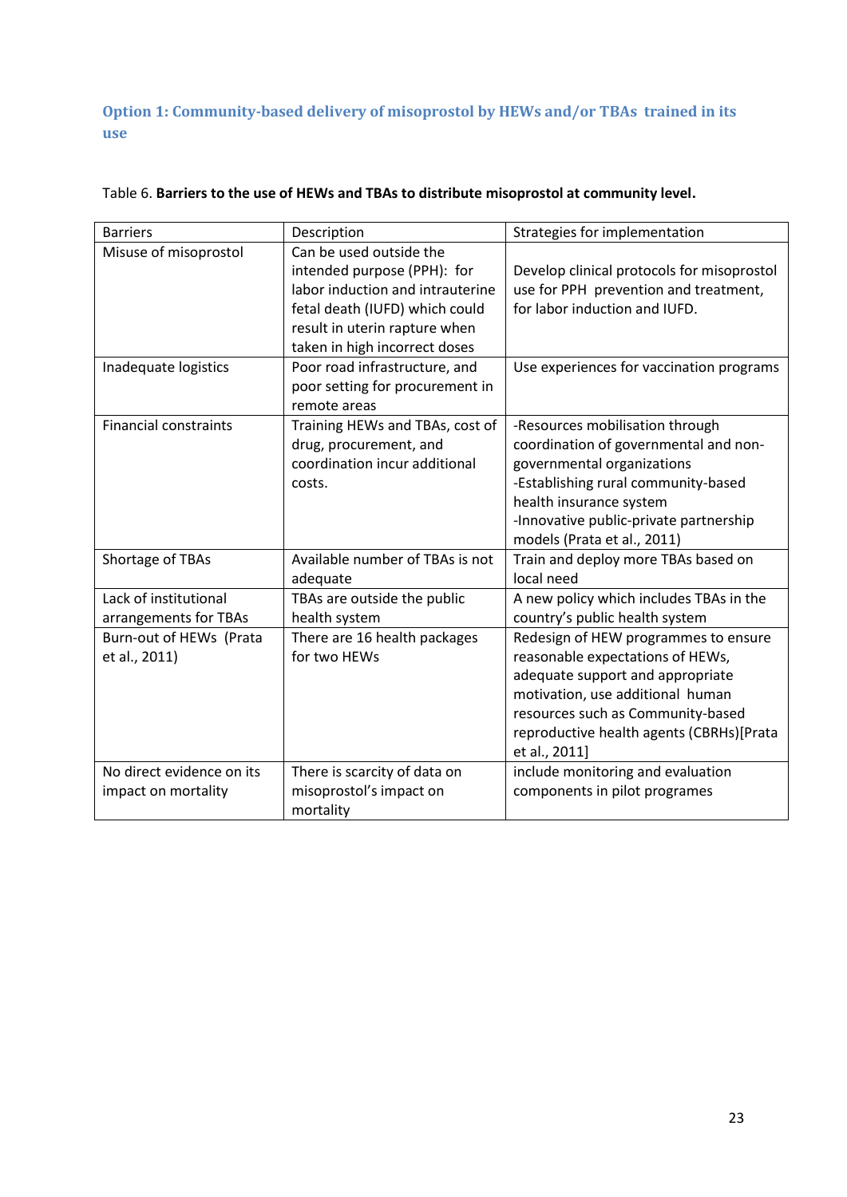### Option 1: Community-based delivery of misoprostol by HEWs and/or TBAs trained in its use

Table 6. **Barriers to the use of HEWs and TBAs to distribute misoprostol at community level.**

| Barriers | Description | Strategies for implementation |
|---|---|---|
| Misuse of misoprostol | Can be used outside the intended purpose (PPH): for labor induction and intrauterine fetal death (IUFD) which could result in uterin rapture when taken in high incorrect doses | Develop clinical protocols for misoprostol use for PPH prevention and treatment, for labor induction and IUFD. |
| Inadequate logistics | Poor road infrastructure, and poor setting for procurement in remote areas | Use experiences for vaccination programs |
| Financial constraints | Training HEWs and TBAs, cost of drug, procurement, and coordination incur additional costs. | -Resources mobilisation through coordination of governmental and non-governmental organizations<br>-Establishing rural community-based health insurance system<br>-Innovative public-private partnership models (Prata et al., 2011) |
| Shortage of TBAs | Available number of TBAs is not adequate | Train and deploy more TBAs based on local need |
| Lack of institutional arrangements for TBAs | TBAs are outside the public health system | A new policy which includes TBAs in the country's public health system |
| Burn-out of HEWs (Prata et al., 2011) | There are 16 health packages for two HEWs | Redesign of HEW programmes to ensure reasonable expectations of HEWs, adequate support and appropriate motivation, use additional human resources such as Community-based reproductive health agents (CBRHs)[Prata et al., 2011] |
| No direct evidence on its impact on mortality | There is scarcity of data on misoprostol's impact on mortality | include monitoring and evaluation components in pilot programes |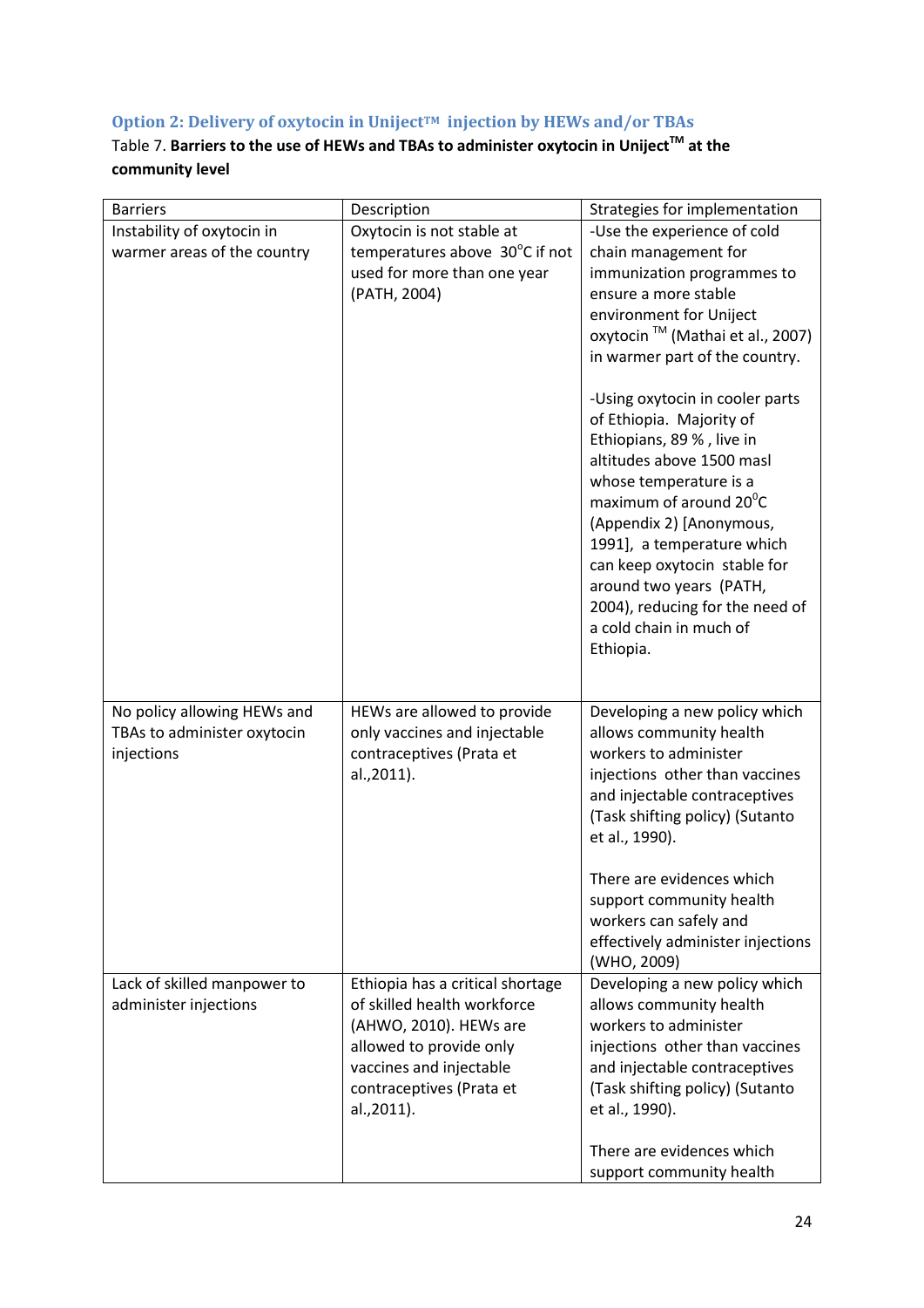### Option 2: Delivery of oxytocin in Uniject™ injection by HEWs and/or TBAs

Table 7. **Barriers to the use of HEWs and TBAs to administer oxytocin in Uniject™ at the community level**

| Barriers | Description | Strategies for implementation |
|---|---|---|
| Instability of oxytocin in warmer areas of the country | Oxytocin is not stable at temperatures above 30°C if not used for more than one year (PATH, 2004) | -Use the experience of cold chain management for immunization programmes to ensure a more stable environment for Uniject oxytocin ™ (Mathai et al., 2007) in warmer part of the country.<br><br>-Using oxytocin in cooler parts of Ethiopia. Majority of Ethiopians, 89 % , live in altitudes above 1500 masl whose temperature is a maximum of around 20°C (Appendix 2) [Anonymous, 1991], a temperature which can keep oxytocin stable for around two years (PATH, 2004), reducing for the need of a cold chain in much of Ethiopia. |
| No policy allowing HEWs and TBAs to administer oxytocin injections | HEWs are allowed to provide only vaccines and injectable contraceptives (Prata et al.,2011). | Developing a new policy which allows community health workers to administer injections other than vaccines and injectable contraceptives (Task shifting policy) (Sutanto et al., 1990).<br><br>There are evidences which support community health workers can safely and effectively administer injections (WHO, 2009) |
| Lack of skilled manpower to administer injections | Ethiopia has a critical shortage of skilled health workforce (AHWO, 2010). HEWs are allowed to provide only vaccines and injectable contraceptives (Prata et al.,2011). | Developing a new policy which allows community health workers to administer injections other than vaccines and injectable contraceptives (Task shifting policy) (Sutanto et al., 1990).<br><br>There are evidences which support community health |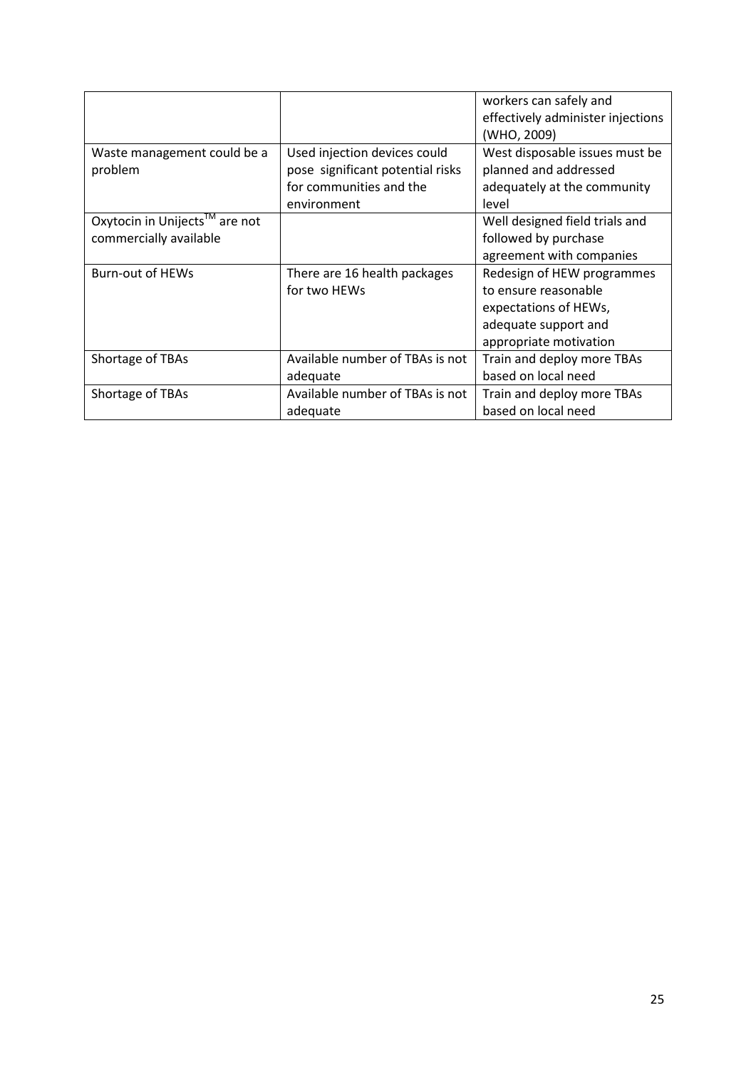| | | |
|---|---|---|
| | | workers can safely and effectively administer injections (WHO, 2009) |
| Waste management could be a problem | Used injection devices could pose significant potential risks for communities and the environment | West disposable issues must be planned and addressed adequately at the community level |
| Oxytocin in Unijects™ are not commercially available | | Well designed field trials and followed by purchase agreement with companies |
| Burn-out of HEWs | There are 16 health packages for two HEWs | Redesign of HEW programmes to ensure reasonable expectations of HEWs, adequate support and appropriate motivation |
| Shortage of TBAs | Available number of TBAs is not adequate | Train and deploy more TBAs based on local need |
| Shortage of TBAs | Available number of TBAs is not adequate | Train and deploy more TBAs based on local need |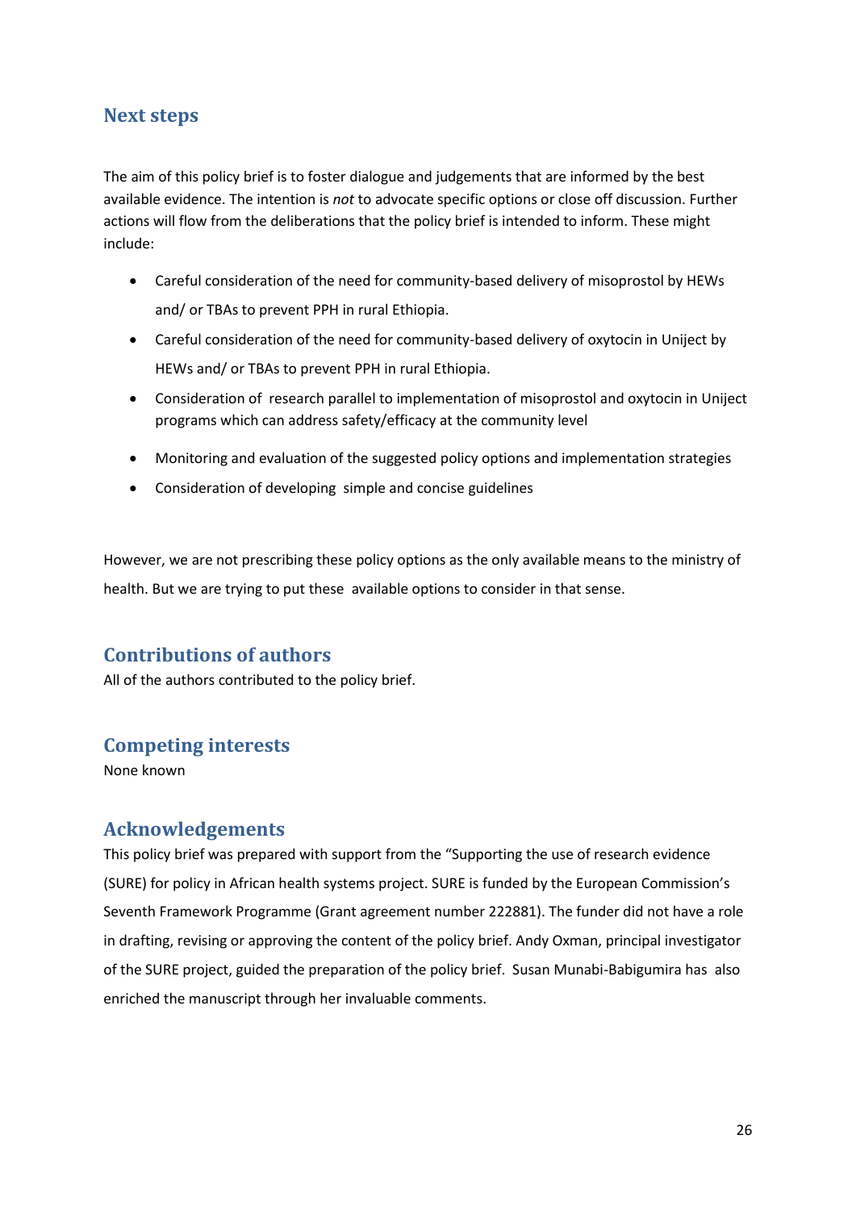## Next steps

The aim of this policy brief is to foster dialogue and judgements that are informed by the best available evidence. The intention is *not* to advocate specific options or close off discussion. Further actions will flow from the deliberations that the policy brief is intended to inform. These might include:

- Careful consideration of the need for community-based delivery of misoprostol by HEWs and/ or TBAs to prevent PPH in rural Ethiopia.
- Careful consideration of the need for community-based delivery of oxytocin in Uniject by HEWs and/ or TBAs to prevent PPH in rural Ethiopia.
- Consideration of research parallel to implementation of misoprostol and oxytocin in Uniject programs which can address safety/efficacy at the community level
- Monitoring and evaluation of the suggested policy options and implementation strategies
- Consideration of developing simple and concise guidelines

However, we are not prescribing these policy options as the only available means to the ministry of health. But we are trying to put these available options to consider in that sense.

## Contributions of authors

All of the authors contributed to the policy brief.

## Competing interests

None known

## Acknowledgements

This policy brief was prepared with support from the "Supporting the use of research evidence (SURE) for policy in African health systems project. SURE is funded by the European Commission's Seventh Framework Programme (Grant agreement number 222881). The funder did not have a role in drafting, revising or approving the content of the policy brief. Andy Oxman, principal investigator of the SURE project, guided the preparation of the policy brief. Susan Munabi-Babigumira has also enriched the manuscript through her invaluable comments.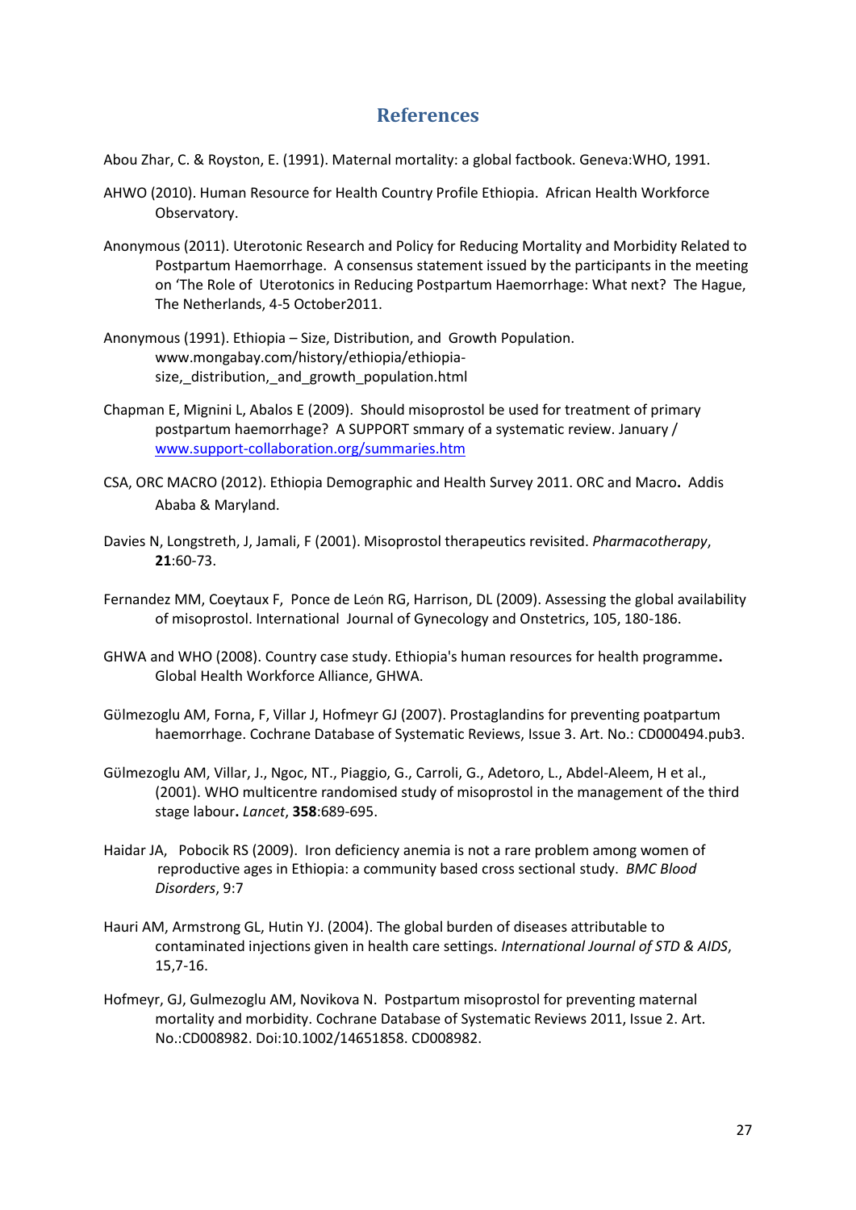## References

Abou Zhar, C. & Royston, E. (1991). Maternal mortality: a global factbook. Geneva:WHO, 1991.

AHWO (2010). Human Resource for Health Country Profile Ethiopia. African Health Workforce Observatory.

Anonymous (2011). Uterotonic Research and Policy for Reducing Mortality and Morbidity Related to Postpartum Haemorrhage. A consensus statement issued by the participants in the meeting on 'The Role of Uterotonics in Reducing Postpartum Haemorrhage: What next? The Hague, The Netherlands, 4-5 October2011.

Anonymous (1991). Ethiopia – Size, Distribution, and Growth Population. www.mongabay.com/history/ethiopia/ethiopia-size,_distribution,_and_growth_population.html

Chapman E, Mignini L, Abalos E (2009). Should misoprostol be used for treatment of primary postpartum haemorrhage? A SUPPORT smmary of a systematic review. January / www.support-collaboration.org/summaries.htm

CSA, ORC MACRO (2012). Ethiopia Demographic and Health Survey 2011. ORC and Macro**.** Addis Ababa & Maryland.

Davies N, Longstreth, J, Jamali, F (2001). Misoprostol therapeutics revisited. *Pharmacotherapy*, **21**:60-73.

Fernandez MM, Coeytaux F, Ponce de León RG, Harrison, DL (2009). Assessing the global availability of misoprostol. International Journal of Gynecology and Onstetrics, 105, 180-186.

GHWA and WHO (2008). Country case study. Ethiopia's human resources for health programme**.** Global Health Workforce Alliance, GHWA.

Gülmezoglu AM, Forna, F, Villar J, Hofmeyr GJ (2007). Prostaglandins for preventing poatpartum haemorrhage. Cochrane Database of Systematic Reviews, Issue 3. Art. No.: CD000494.pub3.

Gülmezoglu AM, Villar, J., Ngoc, NT., Piaggio, G., Carroli, G., Adetoro, L., Abdel-Aleem, H et al., (2001). WHO multicentre randomised study of misoprostol in the management of the third stage labour**.** *Lancet*, **358**:689-695.

Haidar JA, Pobocik RS (2009). Iron deficiency anemia is not a rare problem among women of reproductive ages in Ethiopia: a community based cross sectional study. *BMC Blood Disorders*, 9:7

Hauri AM, Armstrong GL, Hutin YJ. (2004). The global burden of diseases attributable to contaminated injections given in health care settings. *International Journal of STD & AIDS*, 15,7-16.

Hofmeyr, GJ, Gulmezoglu AM, Novikova N. Postpartum misoprostol for preventing maternal mortality and morbidity. Cochrane Database of Systematic Reviews 2011, Issue 2. Art. No.:CD008982. Doi:10.1002/14651858. CD008982.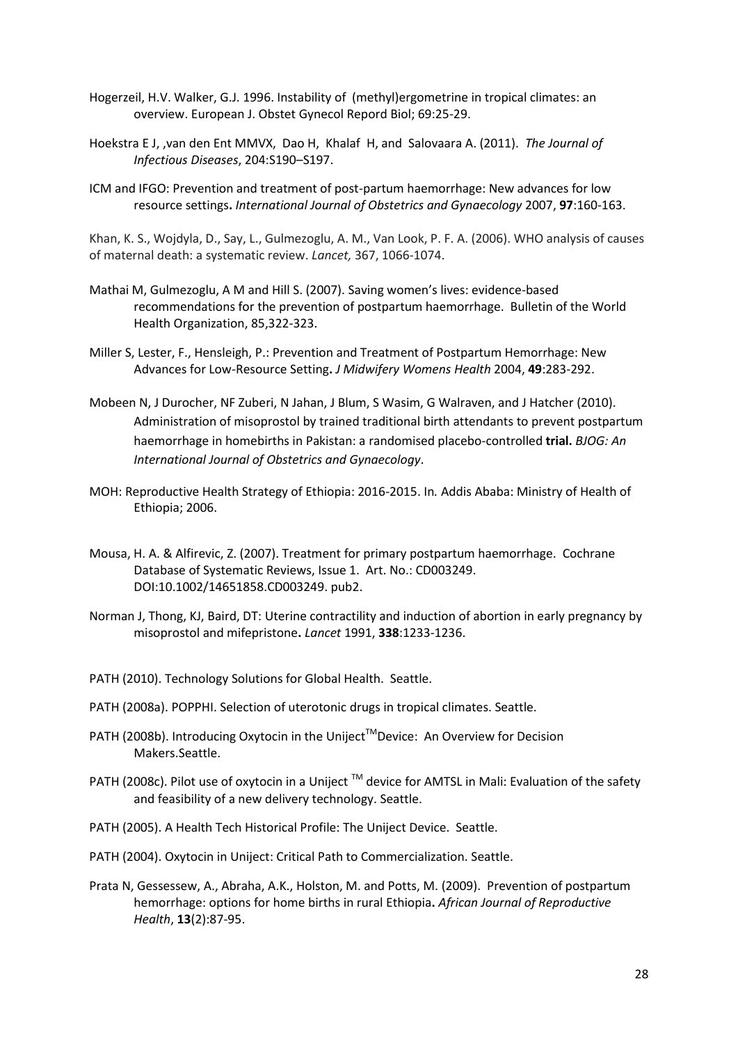Hogerzeil, H.V. Walker, G.J. 1996. Instability of (methyl)ergometrine in tropical climates: an overview. European J. Obstet Gynecol Repord Biol; 69:25-29.

Hoekstra E J, ,van den Ent MMVX, Dao H, Khalaf H, and Salovaara A. (2011). *The Journal of Infectious Diseases*, 204:S190–S197.

ICM and IFGO: Prevention and treatment of post-partum haemorrhage: New advances for low resource settings**.** *International Journal of Obstetrics and Gynaecology* 2007, **97**:160-163.

Khan, K. S., Wojdyla, D., Say, L., Gulmezoglu, A. M., Van Look, P. F. A. (2006). WHO analysis of causes of maternal death: a systematic review. *Lancet,* 367, 1066-1074.

Mathai M, Gulmezoglu, A M and Hill S. (2007). Saving women's lives: evidence-based recommendations for the prevention of postpartum haemorrhage. Bulletin of the World Health Organization, 85,322-323.

Miller S, Lester, F., Hensleigh, P.: Prevention and Treatment of Postpartum Hemorrhage: New Advances for Low-Resource Setting**.** *J Midwifery Womens Health* 2004, **49**:283-292.

Mobeen N, J Durocher, NF Zuberi, N Jahan, J Blum, S Wasim, G Walraven, and J Hatcher (2010). Administration of misoprostol by trained traditional birth attendants to prevent postpartum haemorrhage in homebirths in Pakistan: a randomised placebo-controlled **trial.** *BJOG: An International Journal of Obstetrics and Gynaecology*.

MOH: Reproductive Health Strategy of Ethiopia: 2016-2015. In*.* Addis Ababa: Ministry of Health of Ethiopia; 2006.

Mousa, H. A. & Alfirevic, Z. (2007). Treatment for primary postpartum haemorrhage. Cochrane Database of Systematic Reviews, Issue 1. Art. No.: CD003249. DOI:10.1002/14651858.CD003249. pub2.

Norman J, Thong, KJ, Baird, DT: Uterine contractility and induction of abortion in early pregnancy by misoprostol and mifepristone**.** *Lancet* 1991, **338**:1233-1236.

PATH (2010). Technology Solutions for Global Health. Seattle.

PATH (2008a). POPPHI. Selection of uterotonic drugs in tropical climates. Seattle.

PATH (2008b). Introducing Oxytocin in the Uniject™ Device: An Overview for Decision Makers.Seattle.

PATH (2008c). Pilot use of oxytocin in a Uniject ™ device for AMTSL in Mali: Evaluation of the safety and feasibility of a new delivery technology. Seattle.

PATH (2005). A Health Tech Historical Profile: The Uniject Device. Seattle.

PATH (2004). Oxytocin in Uniject: Critical Path to Commercialization. Seattle.

Prata N, Gessessew, A., Abraha, A.K., Holston, M. and Potts, M. (2009). Prevention of postpartum hemorrhage: options for home births in rural Ethiopia**.** *African Journal of Reproductive Health*, **13**(2):87-95.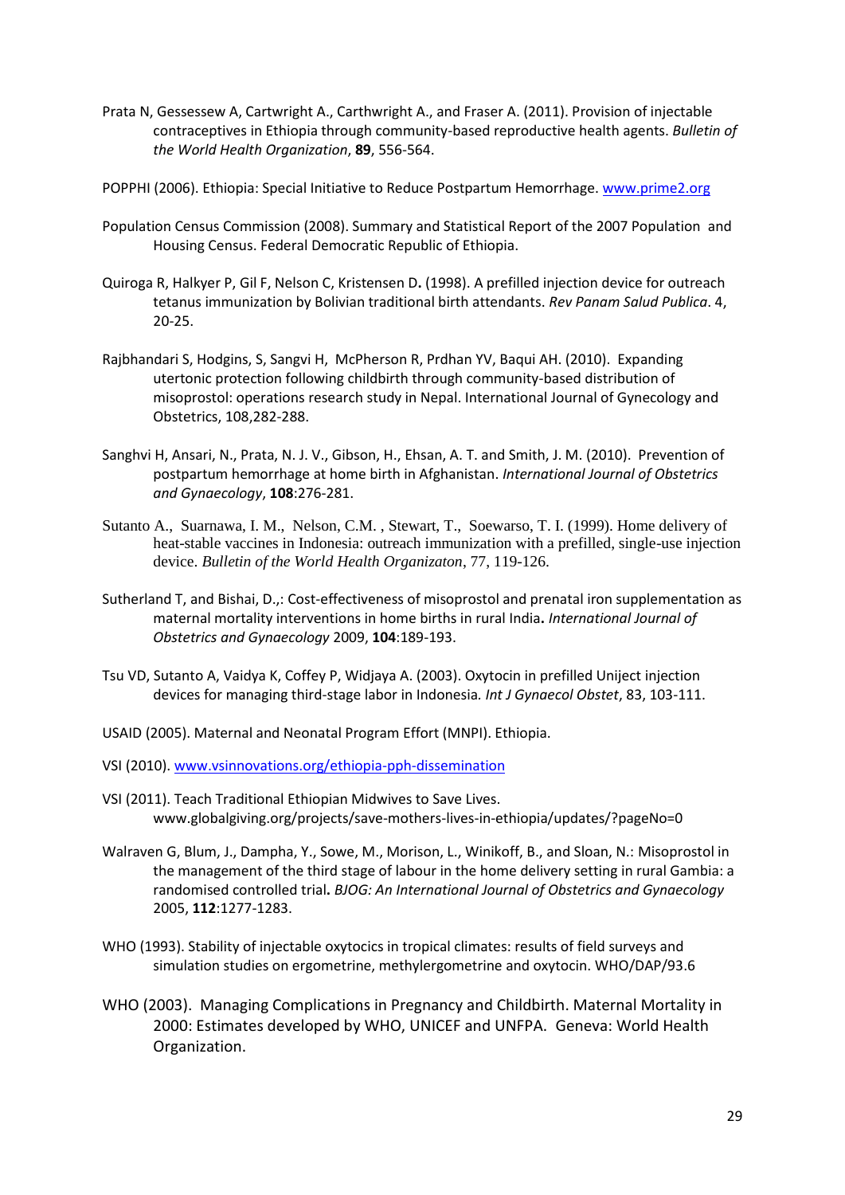Prata N, Gessessew A, Cartwright A., Carthwright A., and Fraser A. (2011). Provision of injectable contraceptives in Ethiopia through community-based reproductive health agents. *Bulletin of the World Health Organization*, **89**, 556-564.

POPPHI (2006). Ethiopia: Special Initiative to Reduce Postpartum Hemorrhage. www.prime2.org

Population Census Commission (2008). Summary and Statistical Report of the 2007 Population and Housing Census. Federal Democratic Republic of Ethiopia.

Quiroga R, Halkyer P, Gil F, Nelson C, Kristensen D**.** (1998). A prefilled injection device for outreach tetanus immunization by Bolivian traditional birth attendants. *Rev Panam Salud Publica*. 4, 20-25.

Rajbhandari S, Hodgins, S, Sangvi H, McPherson R, Prdhan YV, Baqui AH. (2010). Expanding utertonic protection following childbirth through community-based distribution of misoprostol: operations research study in Nepal. International Journal of Gynecology and Obstetrics, 108,282-288.

Sanghvi H, Ansari, N., Prata, N. J. V., Gibson, H., Ehsan, A. T. and Smith, J. M. (2010). Prevention of postpartum hemorrhage at home birth in Afghanistan. *International Journal of Obstetrics and Gynaecology*, **108**:276-281.

Sutanto A., Suarnawa, I. M., Nelson, C.M. , Stewart, T., Soewarso, T. I. (1999). Home delivery of heat-stable vaccines in Indonesia: outreach immunization with a prefilled, single-use injection device. *Bulletin of the World Health Organizaton*, 77, 119-126.

Sutherland T, and Bishai, D.,: Cost-effectiveness of misoprostol and prenatal iron supplementation as maternal mortality interventions in home births in rural India**.** *International Journal of Obstetrics and Gynaecology* 2009, **104**:189-193.

Tsu VD, Sutanto A, Vaidya K, Coffey P, Widjaya A. (2003). Oxytocin in prefilled Uniject injection devices for managing third-stage labor in Indonesia*. Int J Gynaecol Obstet*, 83, 103-111.

USAID (2005). Maternal and Neonatal Program Effort (MNPI). Ethiopia.

VSI (2010). www.vsinnovations.org/ethiopia-pph-dissemination

VSI (2011). Teach Traditional Ethiopian Midwives to Save Lives. www.globalgiving.org/projects/save-mothers-lives-in-ethiopia/updates/?pageNo=0

Walraven G, Blum, J., Dampha, Y., Sowe, M., Morison, L., Winikoff, B., and Sloan, N.: Misoprostol in the management of the third stage of labour in the home delivery setting in rural Gambia: a randomised controlled trial**.** *BJOG: An International Journal of Obstetrics and Gynaecology* 2005, **112**:1277-1283.

WHO (1993). Stability of injectable oxytocics in tropical climates: results of field surveys and simulation studies on ergometrine, methylergometrine and oxytocin. WHO/DAP/93.6

WHO (2003). Managing Complications in Pregnancy and Childbirth. Maternal Mortality in 2000: Estimates developed by WHO, UNICEF and UNFPA. Geneva: World Health Organization.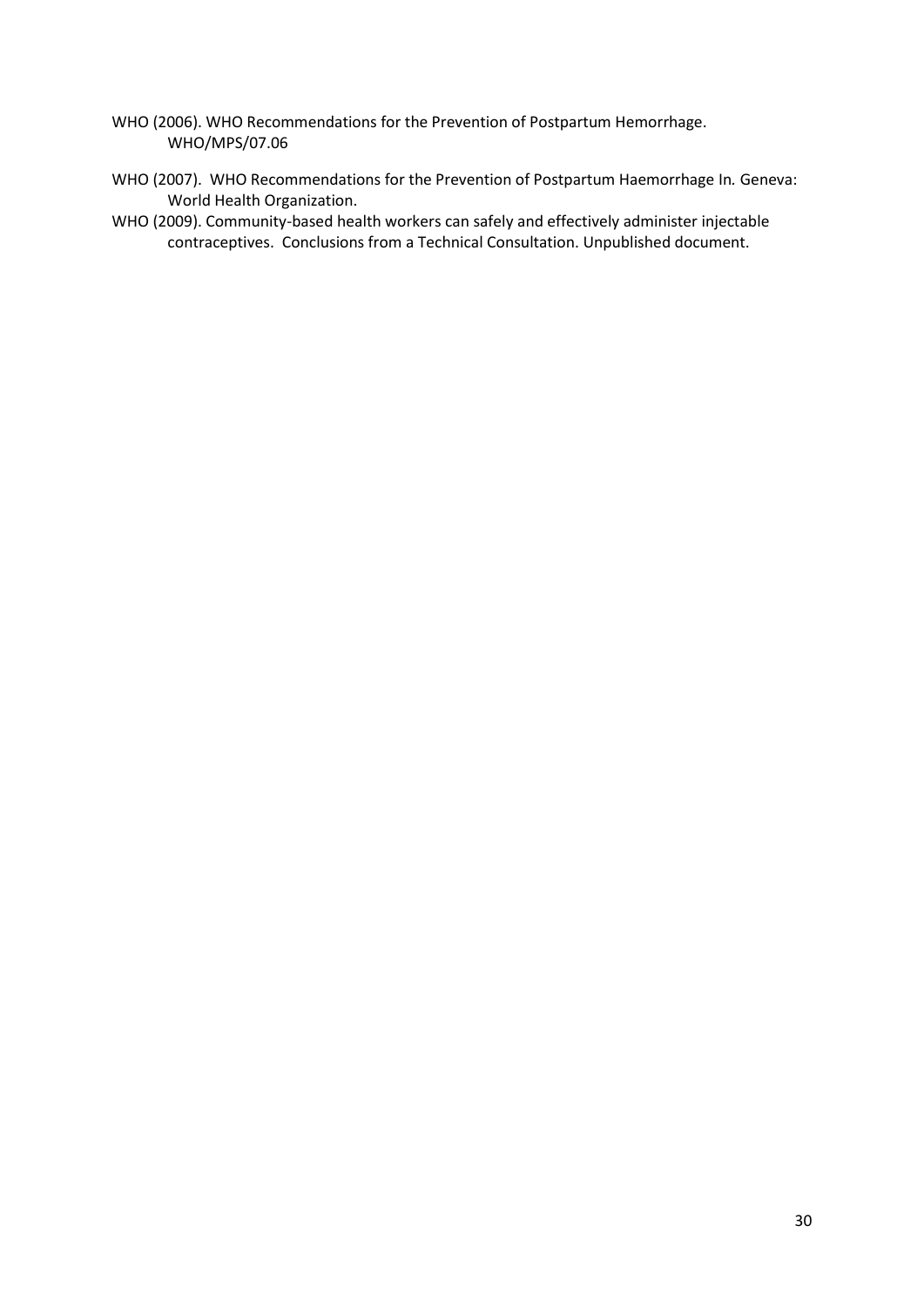WHO (2006). WHO Recommendations for the Prevention of Postpartum Hemorrhage. WHO/MPS/07.06

WHO (2007). WHO Recommendations for the Prevention of Postpartum Haemorrhage In*.* Geneva: World Health Organization.

WHO (2009). Community-based health workers can safely and effectively administer injectable contraceptives. Conclusions from a Technical Consultation. Unpublished document.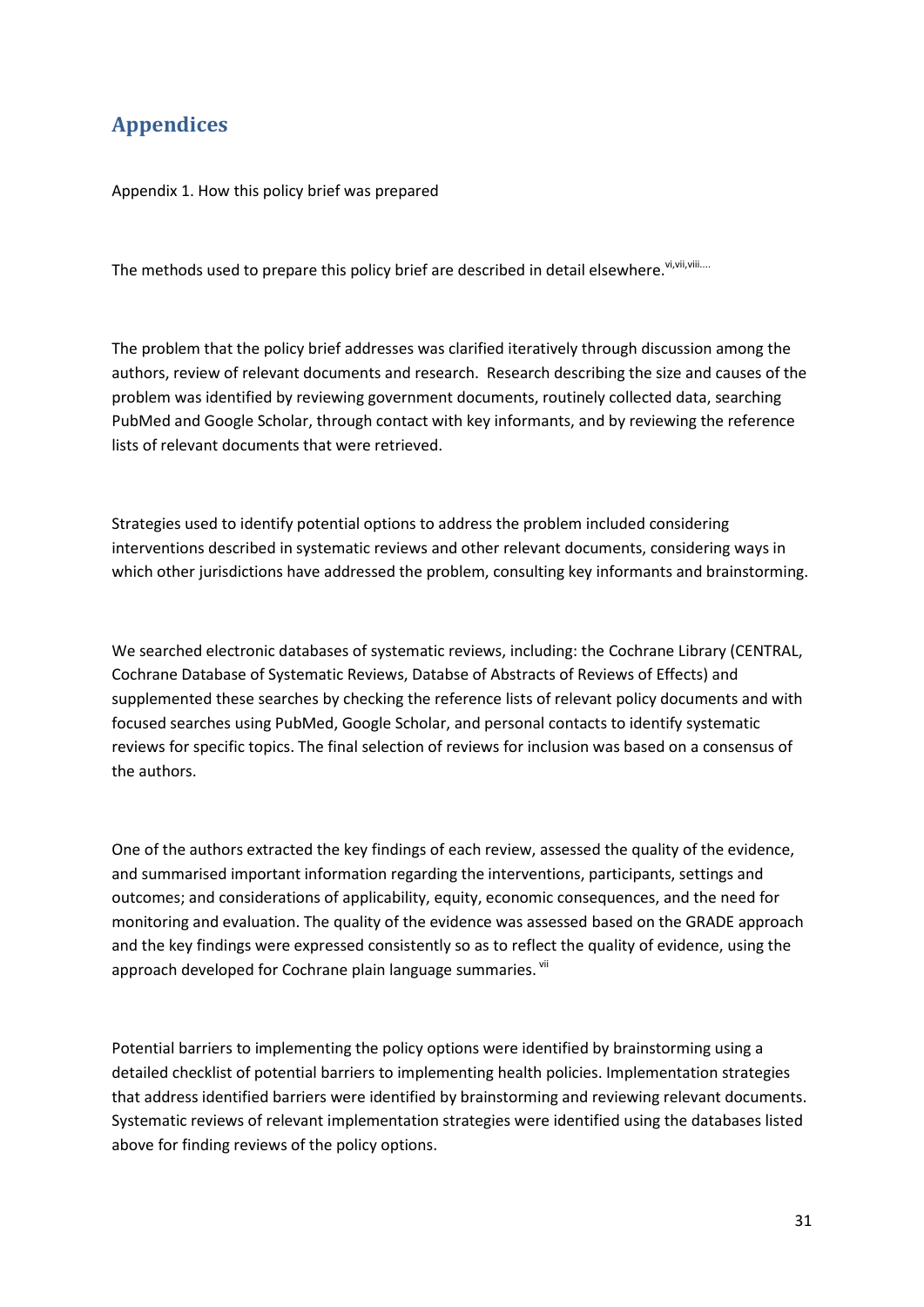# Appendices

Appendix 1. How this policy brief was prepared

The methods used to prepare this policy brief are described in detail elsewhere.[vi,vii,viii….]

The problem that the policy brief addresses was clarified iteratively through discussion among the authors, review of relevant documents and research. Research describing the size and causes of the problem was identified by reviewing government documents, routinely collected data, searching PubMed and Google Scholar, through contact with key informants, and by reviewing the reference lists of relevant documents that were retrieved.

Strategies used to identify potential options to address the problem included considering interventions described in systematic reviews and other relevant documents, considering ways in which other jurisdictions have addressed the problem, consulting key informants and brainstorming.

We searched electronic databases of systematic reviews, including: the Cochrane Library (CENTRAL, Cochrane Database of Systematic Reviews, Databse of Abstracts of Reviews of Effects) and supplemented these searches by checking the reference lists of relevant policy documents and with focused searches using PubMed, Google Scholar, and personal contacts to identify systematic reviews for specific topics. The final selection of reviews for inclusion was based on a consensus of the authors.

One of the authors extracted the key findings of each review, assessed the quality of the evidence, and summarised important information regarding the interventions, participants, settings and outcomes; and considerations of applicability, equity, economic consequences, and the need for monitoring and evaluation. The quality of the evidence was assessed based on the GRADE approach and the key findings were expressed consistently so as to reflect the quality of evidence, using the approach developed for Cochrane plain language summaries. [vii]

Potential barriers to implementing the policy options were identified by brainstorming using a detailed checklist of potential barriers to implementing health policies. Implementation strategies that address identified barriers were identified by brainstorming and reviewing relevant documents. Systematic reviews of relevant implementation strategies were identified using the databases listed above for finding reviews of the policy options.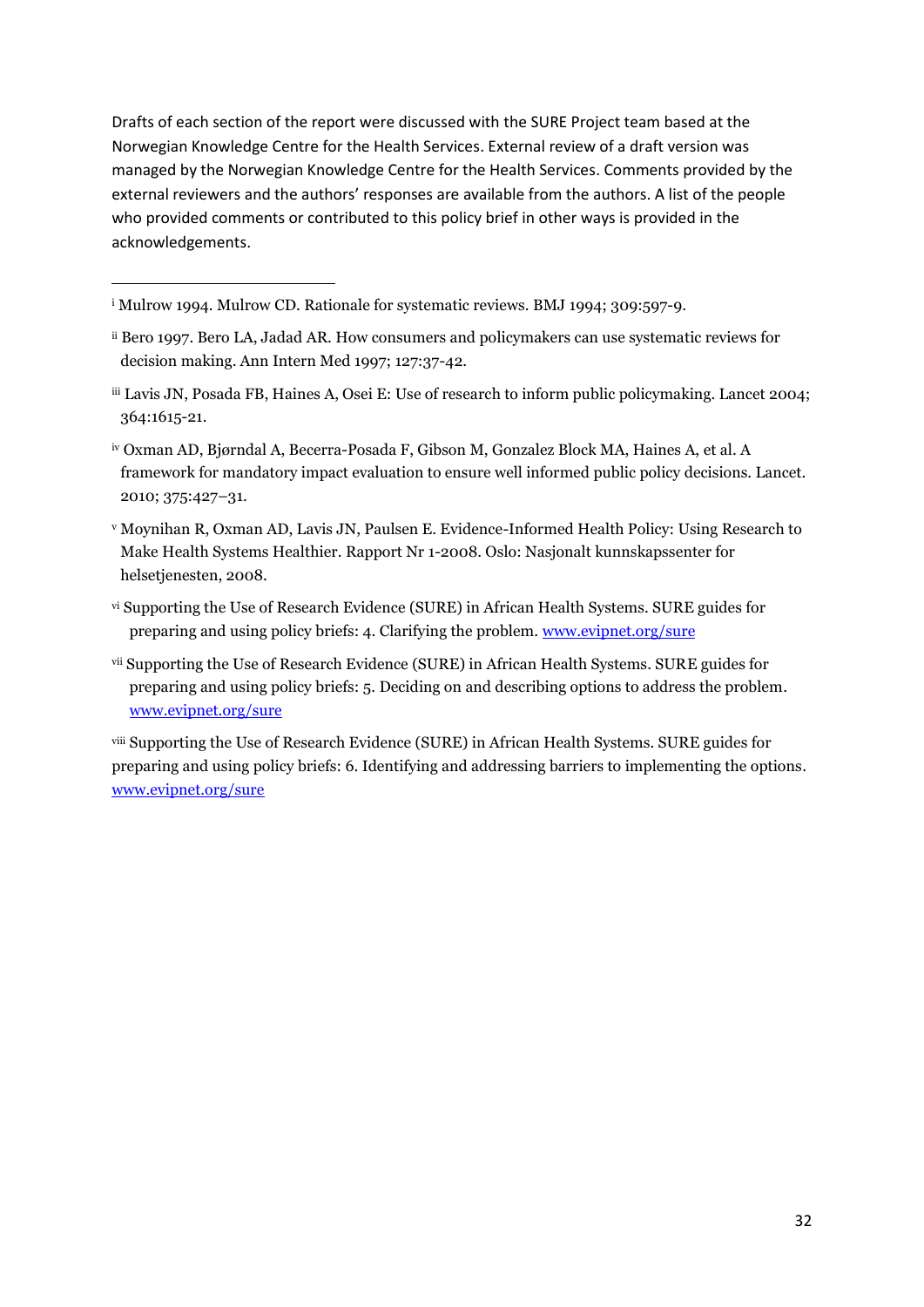Drafts of each section of the report were discussed with the SURE Project team based at the Norwegian Knowledge Centre for the Health Services. External review of a draft version was managed by the Norwegian Knowledge Centre for the Health Services. Comments provided by the external reviewers and the authors' responses are available from the authors. A list of the people who provided comments or contributed to this policy brief in other ways is provided in the acknowledgements.

---

[i] Mulrow 1994. Mulrow CD. Rationale for systematic reviews. BMJ 1994; 309:597-9.

[ii] Bero 1997. Bero LA, Jadad AR. How consumers and policymakers can use systematic reviews for decision making. Ann Intern Med 1997; 127:37-42.

[iii] Lavis JN, Posada FB, Haines A, Osei E: Use of research to inform public policymaking. Lancet 2004; 364:1615-21.

[iv] Oxman AD, Bjørndal A, Becerra-Posada F, Gibson M, Gonzalez Block MA, Haines A, et al. A framework for mandatory impact evaluation to ensure well informed public policy decisions. Lancet. 2010; 375:427–31.

[v] Moynihan R, Oxman AD, Lavis JN, Paulsen E. Evidence-Informed Health Policy: Using Research to Make Health Systems Healthier. Rapport Nr 1-2008. Oslo: Nasjonalt kunnskapssenter for helsetjenesten, 2008.

[vi] Supporting the Use of Research Evidence (SURE) in African Health Systems. SURE guides for preparing and using policy briefs: 4. Clarifying the problem. www.evipnet.org/sure

[vii] Supporting the Use of Research Evidence (SURE) in African Health Systems. SURE guides for preparing and using policy briefs: 5. Deciding on and describing options to address the problem. www.evipnet.org/sure

[viii] Supporting the Use of Research Evidence (SURE) in African Health Systems. SURE guides for preparing and using policy briefs: 6. Identifying and addressing barriers to implementing the options. www.evipnet.org/sure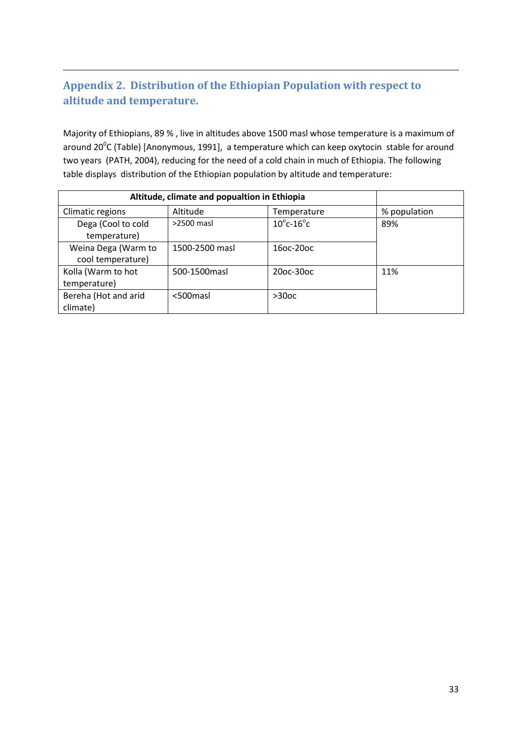## Appendix 2. Distribution of the Ethiopian Population with respect to altitude and temperature.

Majority of Ethiopians, 89 % , live in altitudes above 1500 masl whose temperature is a maximum of around 20$^0$C (Table) [Anonymous, 1991], a temperature which can keep oxytocin stable for around two years (PATH, 2004), reducing for the need of a cold chain in much of Ethiopia. The following table displays distribution of the Ethiopian population by altitude and temperature:

| **Altitude, climate and popualtion in Ethiopia** | | | |
|---|---|---|---|
| Climatic regions | Altitude | Temperature | % population |
| Dega (Cool to cold temperature) | >2500 masl | 10°c-16°c | 89% |
| Weina Dega (Warm to cool temperature) | 1500-2500 masl | 16oc-20oc | |
| Kolla (Warm to hot temperature) | 500-1500masl | 20oc-30oc | 11% |
| Bereha (Hot and arid climate) | <500masl | >30oc | |